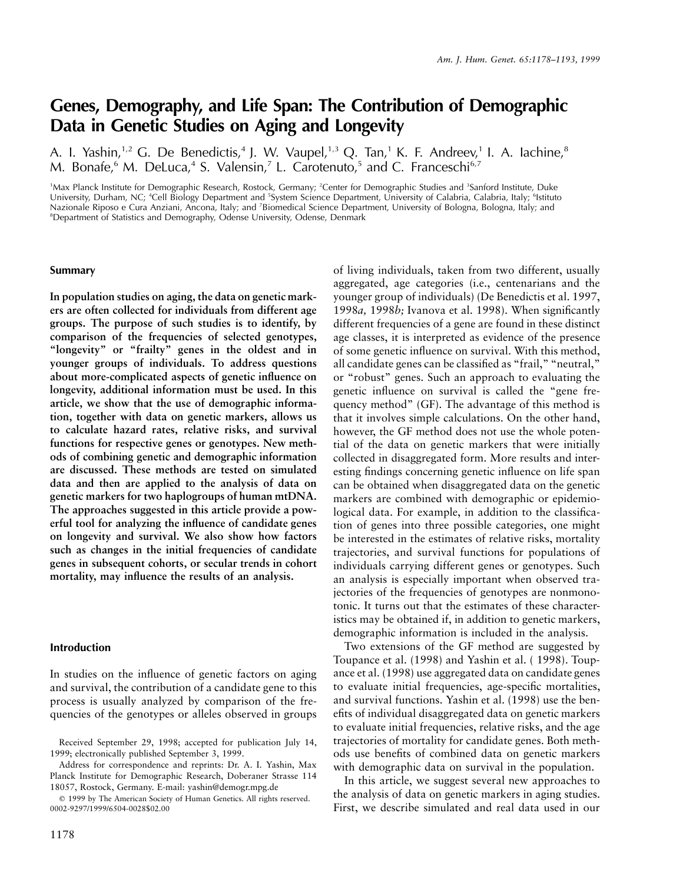# Genes, Demography, and Life Span: The Contribution of Demographic Data in Genetic Studies on Aging and Longevity

A. I. Yashin,[1,2] G. De Benedictis,[4] J. W. Vaupel,[1,3] Q. Tan,[1] K. F. Andreev,[1] I. A. Iachine,[8] M. Bonafe,[6] M. DeLuca,[4] S. Valensin,[7] L. Carotenuto,[5] and C. Franceschi[6,7]

[1]Max Planck Institute for Demographic Research, Rostock, Germany; [2]Center for Demographic Studies and [3]Sanford Institute, Duke University, Durham, NC; [4]Cell Biology Department and [5]System Science Department, University of Calabria, Calabria, Italy; [6]Istituto Nazionale Riposo e Cura Anziani, Ancona, Italy; and [7]Biomedical Science Department, University of Bologna, Bologna, Italy; and [8]Department of Statistics and Demography, Odense University, Odense, Denmark

## Summary

**In population studies on aging, the data on genetic markers are often collected for individuals from different age groups. The purpose of such studies is to identify, by comparison of the frequencies of selected genotypes, "longevity" or "frailty" genes in the oldest and in younger groups of individuals. To address questions about more-complicated aspects of genetic influence on longevity, additional information must be used. In this article, we show that the use of demographic information, together with data on genetic markers, allows us to calculate hazard rates, relative risks, and survival functions for respective genes or genotypes. New methods of combining genetic and demographic information are discussed. These methods are tested on simulated data and then are applied to the analysis of data on genetic markers for two haplogroups of human mtDNA. The approaches suggested in this article provide a powerful tool for analyzing the influence of candidate genes on longevity and survival. We also show how factors such as changes in the initial frequencies of candidate genes in subsequent cohorts, or secular trends in cohort mortality, may influence the results of an analysis.**

## Introduction

In studies on the influence of genetic factors on aging and survival, the contribution of a candidate gene to this process is usually analyzed by comparison of the frequencies of the genotypes or alleles observed in groups of living individuals, taken from two different, usually aggregated, age categories (i.e., centenarians and the younger group of individuals) (De Benedictis et al. 1997, 1998*a*, 1998*b*; Ivanova et al. 1998). When significantly different frequencies of a gene are found in these distinct age classes, it is interpreted as evidence of the presence of some genetic influence on survival. With this method, all candidate genes can be classified as "frail," "neutral," or "robust" genes. Such an approach to evaluating the genetic influence on survival is called the "gene frequency method" (GF). The advantage of this method is that it involves simple calculations. On the other hand, however, the GF method does not use the whole potential of the data on genetic markers that were initially collected in disaggregated form. More results and interesting findings concerning genetic influence on life span can be obtained when disaggregated data on the genetic markers are combined with demographic or epidemiological data. For example, in addition to the classification of genes into three possible categories, one might be interested in the estimates of relative risks, mortality trajectories, and survival functions for populations of individuals carrying different genes or genotypes. Such an analysis is especially important when observed trajectories of the frequencies of genotypes are nonmonotonic. It turns out that the estimates of these characteristics may be obtained if, in addition to genetic markers, demographic information is included in the analysis.

Two extensions of the GF method are suggested by Toupance et al. (1998) and Yashin et al. ( 1998). Toupance et al. (1998) use aggregated data on candidate genes to evaluate initial frequencies, age-specific mortalities, and survival functions. Yashin et al. (1998) use the benefits of individual disaggregated data on genetic markers to evaluate initial frequencies, relative risks, and the age trajectories of mortality for candidate genes. Both methods use benefits of combined data on genetic markers with demographic data on survival in the population.

In this article, we suggest several new approaches to the analysis of data on genetic markers in aging studies. First, we describe simulated and real data used in our

Received September 29, 1998; accepted for publication July 14, 1999; electronically published September 3, 1999.

Address for correspondence and reprints: Dr. A. I. Yashin, Max Planck Institute for Demographic Research, Doberaner Strasse 114 18057, Rostock, Germany. E-mail: yashin@demogr.mpg.de

© 1999 by The American Society of Human Genetics. All rights reserved. 0002-9297/1999/6504-0028$02.00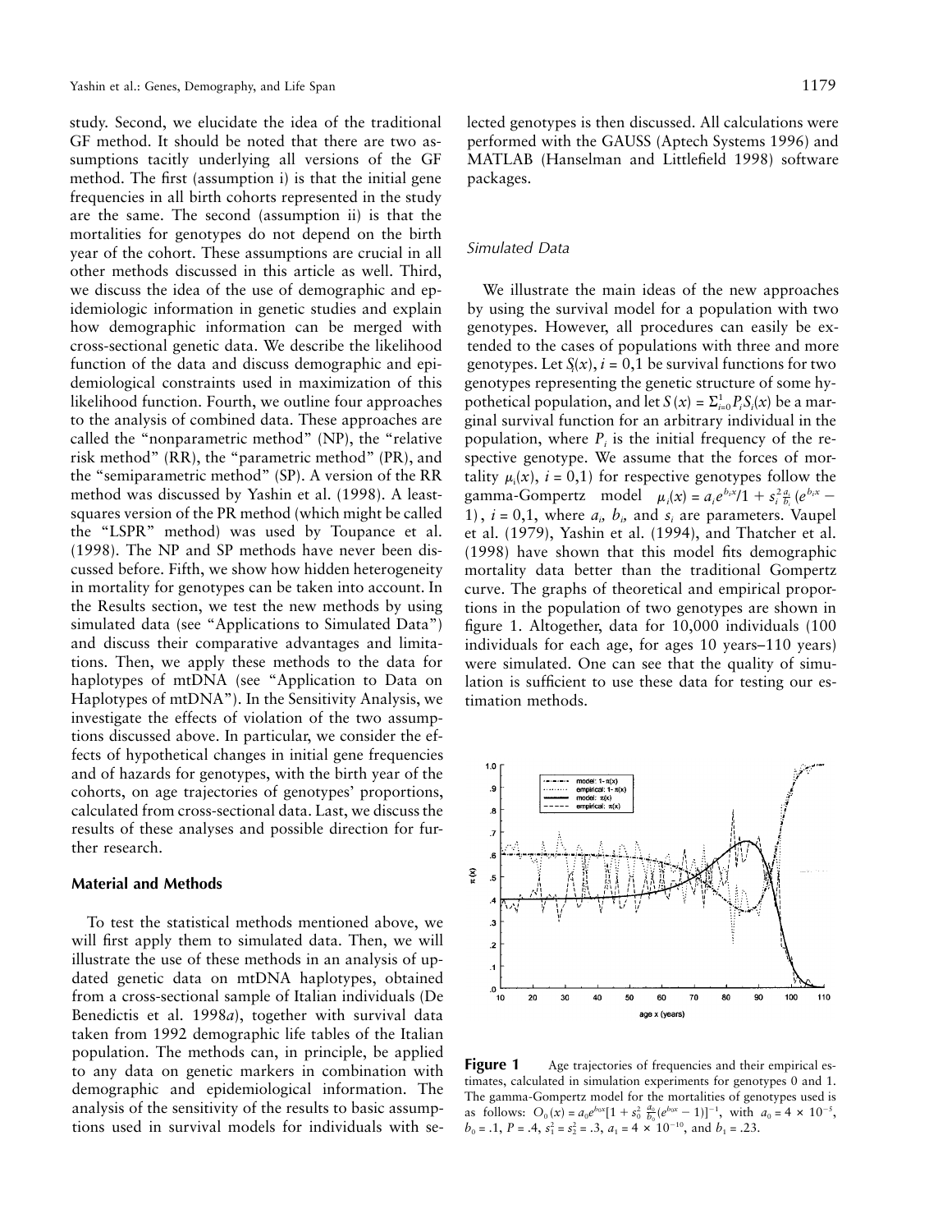study. Second, we elucidate the idea of the traditional GF method. It should be noted that there are two assumptions tacitly underlying all versions of the GF method. The first (assumption i) is that the initial gene frequencies in all birth cohorts represented in the study are the same. The second (assumption ii) is that the mortalities for genotypes do not depend on the birth year of the cohort. These assumptions are crucial in all other methods discussed in this article as well. Third, we discuss the idea of the use of demographic and epidemiologic information in genetic studies and explain how demographic information can be merged with cross-sectional genetic data. We describe the likelihood function of the data and discuss demographic and epidemiological constraints used in maximization of this likelihood function. Fourth, we outline four approaches to the analysis of combined data. These approaches are called the "nonparametric method" (NP), the "relative risk method" (RR), the "parametric method" (PR), and the "semiparametric method" (SP). A version of the RR method was discussed by Yashin et al. (1998). A least-squares version of the PR method (which might be called the "LSPR" method) was used by Toupance et al. (1998). The NP and SP methods have never been discussed before. Fifth, we show how hidden heterogeneity in mortality for genotypes can be taken into account. In the Results section, we test the new methods by using simulated data (see "Applications to Simulated Data") and discuss their comparative advantages and limitations. Then, we apply these methods to the data for haplotypes of mtDNA (see "Application to Data on Haplotypes of mtDNA"). In the Sensitivity Analysis, we investigate the effects of violation of the two assumptions discussed above. In particular, we consider the effects of hypothetical changes in initial gene frequencies and of hazards for genotypes, with the birth year of the cohorts, on age trajectories of genotypes' proportions, calculated from cross-sectional data. Last, we discuss the results of these analyses and possible direction for further research.

## Material and Methods

To test the statistical methods mentioned above, we will first apply them to simulated data. Then, we will illustrate the use of these methods in an analysis of updated genetic data on mtDNA haplotypes, obtained from a cross-sectional sample of Italian individuals (De Benedictis et al. 1998*a*), together with survival data taken from 1992 demographic life tables of the Italian population. The methods can, in principle, be applied to any data on genetic markers in combination with demographic and epidemiological information. The analysis of the sensitivity of the results to basic assumptions used in survival models for individuals with selected genotypes is then discussed. All calculations were performed with the GAUSS (Aptech Systems 1996) and MATLAB (Hanselman and Littlefield 1998) software packages.

### *Simulated Data*

We illustrate the main ideas of the new approaches by using the survival model for a population with two genotypes. However, all procedures can easily be extended to the cases of populations with three and more genotypes. Let $S_i(x)$, $i = 0,1$ be survival functions for two genotypes representing the genetic structure of some hypothetical population, and let $S(x) = \Sigma_{i=0}^{1} P_i S_i(x)$ be a marginal survival function for an arbitrary individual in the population, where $P_i$ is the initial frequency of the respective genotype. We assume that the forces of mortality $\mu_i(x)$, $i = 0,1$) for respective genotypes follow the gamma-Gompertz model $\mu_i(x) = a_i e^{b_i x}/1 + s_i^2 \frac{a_i}{b_i}(e^{b_i x} - 1)$, $i = 0,1$, where $a_i$, $b_i$, and $s_i$ are parameters. Vaupel et al. (1979), Yashin et al. (1994), and Thatcher et al. (1998) have shown that this model fits demographic mortality data better than the traditional Gompertz curve. The graphs of theoretical and empirical proportions in the population of two genotypes are shown in figure 1. Altogether, data for 10,000 individuals (100 individuals for each age, for ages 10 years–110 years) were simulated. One can see that the quality of simulation is sufficient to use these data for testing our estimation methods.

**Figure 1** Age trajectories of frequencies and their empirical estimates, calculated in simulation experiments for genotypes 0 and 1. The gamma-Gompertz model for the mortalities of genotypes used is as follows: $O_0(x) = a_0 e^{b_0 x}[1 + s_0^2 \frac{a_0}{b_0}(e^{b_0 x} - 1)]^{-1}$, with $a_0 = 4 \times 10^{-5}$, $b_0 = .1$, $P = .4$, $s_1^2 = s_2^2 = .3$, $a_1 = 4 \times 10^{-10}$, and $b_1 = .23$.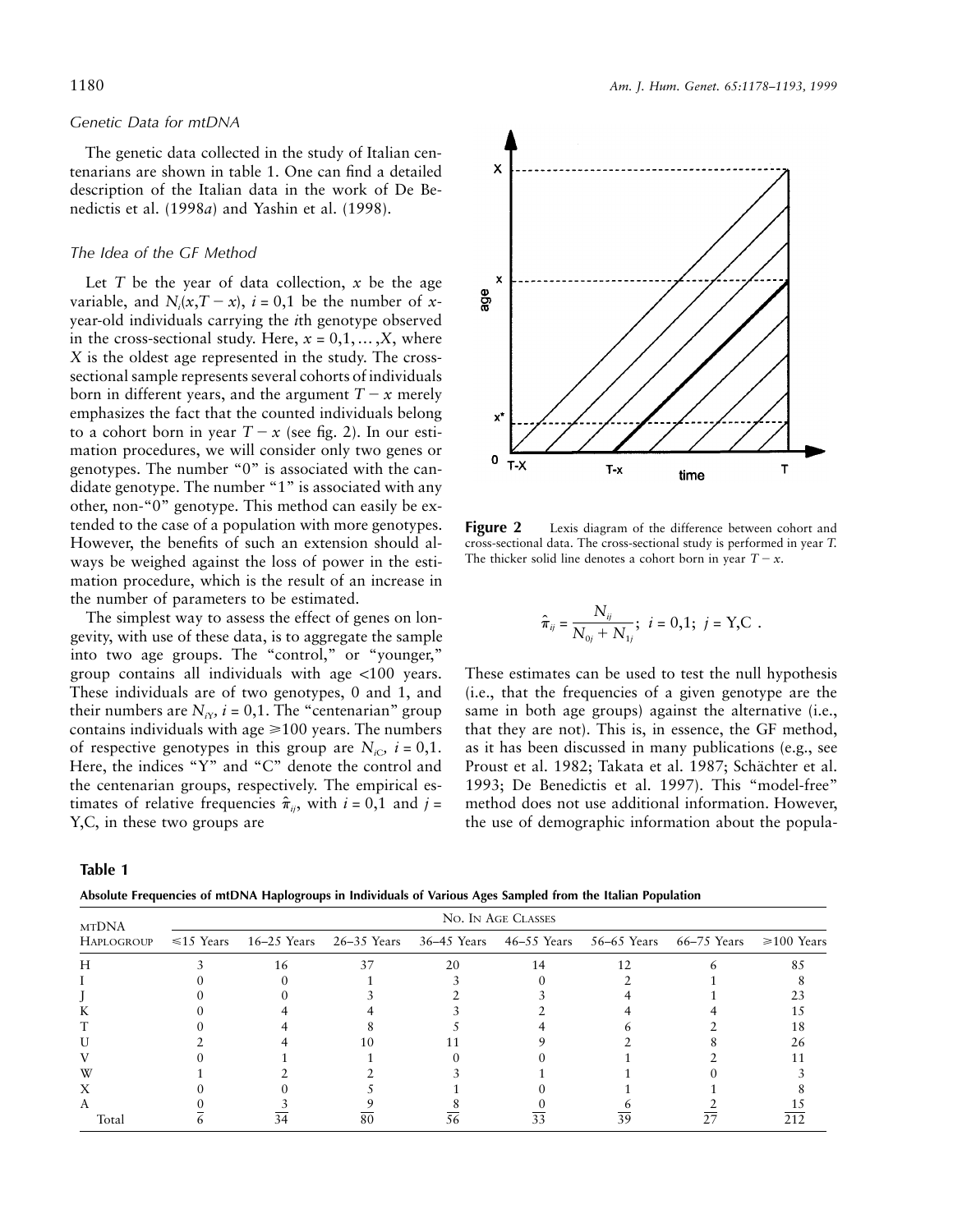*Genetic Data for mtDNA*

The genetic data collected in the study of Italian centenarians are shown in table 1. One can find a detailed description of the Italian data in the work of De Benedictis et al. (1998*a*) and Yashin et al. (1998).

*The Idea of the GF Method*

Let $T$ be the year of data collection, $x$ be the age variable, and $N_i(x,T-x)$, $i=0,1$ be the number of $x$-year-old individuals carrying the $i$th genotype observed in the cross-sectional study. Here, $x = 0,1,\ldots,X$, where $X$ is the oldest age represented in the study. The cross-sectional sample represents several cohorts of individuals born in different years, and the argument $T-x$ merely emphasizes the fact that the counted individuals belong to a cohort born in year $T-x$ (see fig. 2). In our estimation procedures, we will consider only two genes or genotypes. The number "0" is associated with the candidate genotype. The number "1" is associated with any other, non-"0" genotype. This method can easily be extended to the case of a population with more genotypes. However, the benefits of such an extension should always be weighed against the loss of power in the estimation procedure, which is the result of an increase in the number of parameters to be estimated.

The simplest way to assess the effect of genes on longevity, with use of these data, is to aggregate the sample into two age groups. The "control," or "younger," group contains all individuals with age <100 years. These individuals are of two genotypes, 0 and 1, and their numbers are $N_{iY}$, $i=0,1$. The "centenarian" group contains individuals with age ⩾100 years. The numbers of respective genotypes in this group are $N_{iC}$, $i=0,1$. Here, the indices "Y" and "C" denote the control and the centenarian groups, respectively. The empirical estimates of relative frequencies $\hat{\pi}_{ij}$, with $i=0,1$ and $j=$ Y,C, in these two groups are

**Figure 2** Lexis diagram of the difference between cohort and cross-sectional data. The cross-sectional study is performed in year $T$. The thicker solid line denotes a cohort born in year $T-x$.

$$\hat{\pi}_{ij} = \frac{N_{ij}}{N_{0j}+N_{1j}};\ i=0,1;\ j=\text{Y,C}\ .$$

These estimates can be used to test the null hypothesis (i.e., that the frequencies of a given genotype are the same in both age groups) against the alternative (i.e., that they are not). This is, in essence, the GF method, as it has been discussed in many publications (e.g., see Proust et al. 1982; Takata et al. 1987; Schächter et al. 1993; De Benedictis et al. 1997). This "model-free" method does not use additional information. However, the use of demographic information about the popula-

**Table 1**

**Absolute Frequencies of mtDNA Haplogroups in Individuals of Various Ages Sampled from the Italian Population**

| MTDNA HAPLOGROUP | NO. IN AGE CLASSES | | | | | | | |
|---|---|---|---|---|---|---|---|---|
| | ⩽15 Years | 16–25 Years | 26–35 Years | 36–45 Years | 46–55 Years | 56–65 Years | 66–75 Years | ⩾100 Years |
| H | 3 | 16 | 37 | 20 | 14 | 12 | 6 | 85 |
| I | 0 | 0 | 1 | 3 | 0 | 2 | 1 | 8 |
| J | 0 | 0 | 3 | 2 | 3 | 4 | 1 | 23 |
| K | 0 | 4 | 4 | 3 | 2 | 4 | 4 | 15 |
| T | 0 | 4 | 8 | 5 | 4 | 6 | 2 | 18 |
| U | 2 | 4 | 10 | 11 | 9 | 2 | 8 | 26 |
| V | 0 | 1 | 1 | 0 | 0 | 1 | 2 | 11 |
| W | 1 | 2 | 2 | 3 | 1 | 1 | 0 | 3 |
| X | 0 | 0 | 5 | 1 | 0 | 1 | 1 | 8 |
| A | 0 | 3 | 9 | 8 | 0 | 6 | 2 | 15 |
| Total | 6 | 34 | 80 | 56 | 33 | 39 | 27 | 212 |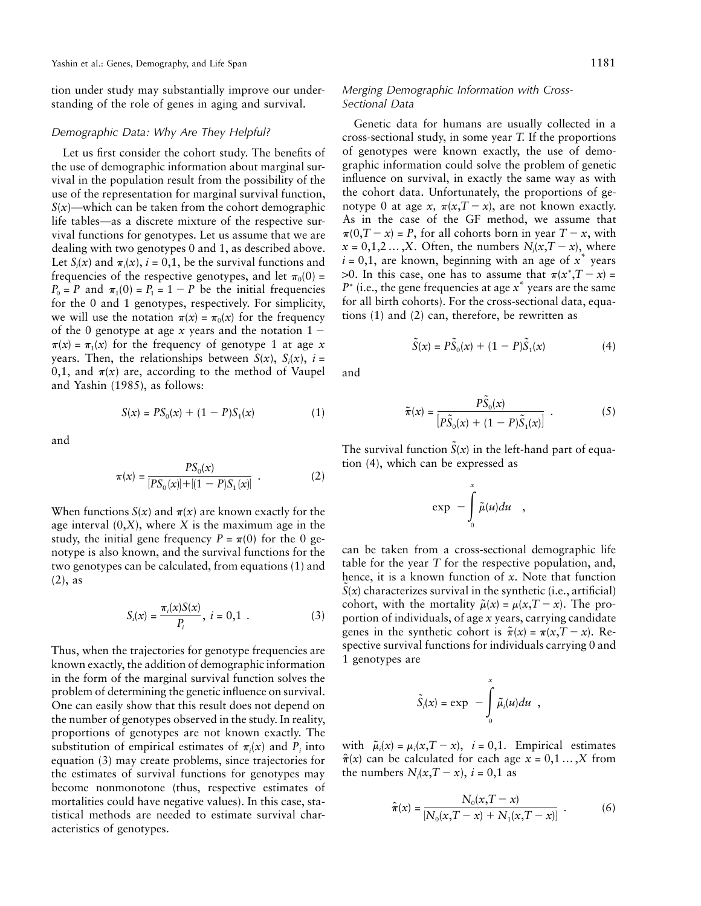tion under study may substantially improve our understanding of the role of genes in aging and survival.

### *Demographic Data: Why Are They Helpful?*

Let us first consider the cohort study. The benefits of the use of demographic information about marginal survival in the population result from the possibility of the use of the representation for marginal survival function, $S(x)$—which can be taken from the cohort demographic life tables—as a discrete mixture of the respective survival functions for genotypes. Let us assume that we are dealing with two genotypes 0 and 1, as described above. Let $S_i(x)$ and $\pi_i(x)$, $i = 0,1$, be the survival functions and frequencies of the respective genotypes, and let $\pi_0(0) = P_0 = P$ and $\pi_1(0) = P_1 = 1 - P$ be the initial frequencies for the 0 and 1 genotypes, respectively. For simplicity, we will use the notation $\pi(x) = \pi_0(x)$ for the frequency of the 0 genotype at age $x$ years and the notation $1 - \pi(x) = \pi_1(x)$ for the frequency of genotype 1 at age $x$ years. Then, the relationships between $S(x)$, $S_i(x)$, $i = 0,1$, and $\pi(x)$ are, according to the method of Vaupel and Yashin (1985), as follows:

$$S(x) = PS_0(x) + (1 - P)S_1(x) \tag{1}$$

and

$$\pi(x) = \frac{PS_0(x)}{[PS_0(x)] + [(1 - P)S_1(x)]} \ . \tag{2}$$

When functions $S(x)$ and $\pi(x)$ are known exactly for the age interval $(0,X)$, where $X$ is the maximum age in the study, the initial gene frequency $P = \pi(0)$ for the 0 genotype is also known, and the survival functions for the two genotypes can be calculated, from equations (1) and (2), as

$$S_i(x) = \frac{\pi_i(x)S(x)}{P_i}, \ i = 0,1 \ . \tag{3}$$

Thus, when the trajectories for genotype frequencies are known exactly, the addition of demographic information in the form of the marginal survival function solves the problem of determining the genetic influence on survival. One can easily show that this result does not depend on the number of genotypes observed in the study. In reality, proportions of genotypes are not known exactly. The substitution of empirical estimates of $\pi_i(x)$ and $P_i$ into equation (3) may create problems, since trajectories for the estimates of survival functions for genotypes may become nonmonotone (thus, respective estimates of mortalities could have negative values). In this case, statistical methods are needed to estimate survival characteristics of genotypes.

### *Merging Demographic Information with Cross-Sectional Data*

Genetic data for humans are usually collected in a cross-sectional study, in some year $T$. If the proportions of genotypes were known exactly, the use of demographic information could solve the problem of genetic influence on survival, in exactly the same way as with the cohort data. Unfortunately, the proportions of genotype 0 at age $x$, $\pi(x,T - x)$, are not known exactly. As in the case of the GF method, we assume that $\pi(0,T - x) = P$, for all cohorts born in year $T - x$, with $x = 0,1,2 \ldots ,X$. Often, the numbers $N_i(x,T - x)$, where $i = 0,1$, are known, beginning with an age of $x^*$ years $>0$. In this case, one has to assume that $\pi(x^*,T - x) = P^*$ (i.e., the gene frequencies at age $x^*$ years are the same for all birth cohorts). For the cross-sectional data, equations (1) and (2) can, therefore, be rewritten as

$$\tilde{S}(x) = P\tilde{S}_0(x) + (1 - P)\tilde{S}_1(x) \tag{4}$$

and

$$\tilde{\pi}(x) = \frac{P\tilde{S}_0(x)}{\left[P\tilde{S}_0(x) + (1 - P)\tilde{S}_1(x)\right]} \ . \tag{5}$$

The survival function $\tilde{S}(x)$ in the left-hand part of equation (4), which can be expressed as

$$\exp\left(-\int_0^x \tilde{\mu}(u)du\right),$$

can be taken from a cross-sectional demographic life table for the year $T$ for the respective population, and, hence, it is a known function of $x$. Note that function $\tilde{S}(x)$ characterizes survival in the synthetic (i.e., artificial) cohort, with the mortality $\tilde{\mu}(x) = \mu(x,T - x)$. The proportion of individuals, of age $x$ years, carrying candidate genes in the synthetic cohort is $\tilde{\pi}(x) = \pi(x,T - x)$. Respective survival functions for individuals carrying 0 and 1 genotypes are

$$\tilde{S}_i(x) = \exp\left(-\int_0^x \tilde{\mu}_i(u)du\right),$$

with $\tilde{\mu}_i(x) = \mu_i(x,T - x)$, $i = 0,1$. Empirical estimates $\hat{\pi}(x)$ can be calculated for each age $x = 0,1 \ldots ,X$ from the numbers $N_i(x,T - x)$, $i = 0,1$ as

$$\hat{\pi}(x) = \frac{N_0(x,T - x)}{[N_0(x,T - x) + N_1(x,T - x)]} \ . \tag{6}$$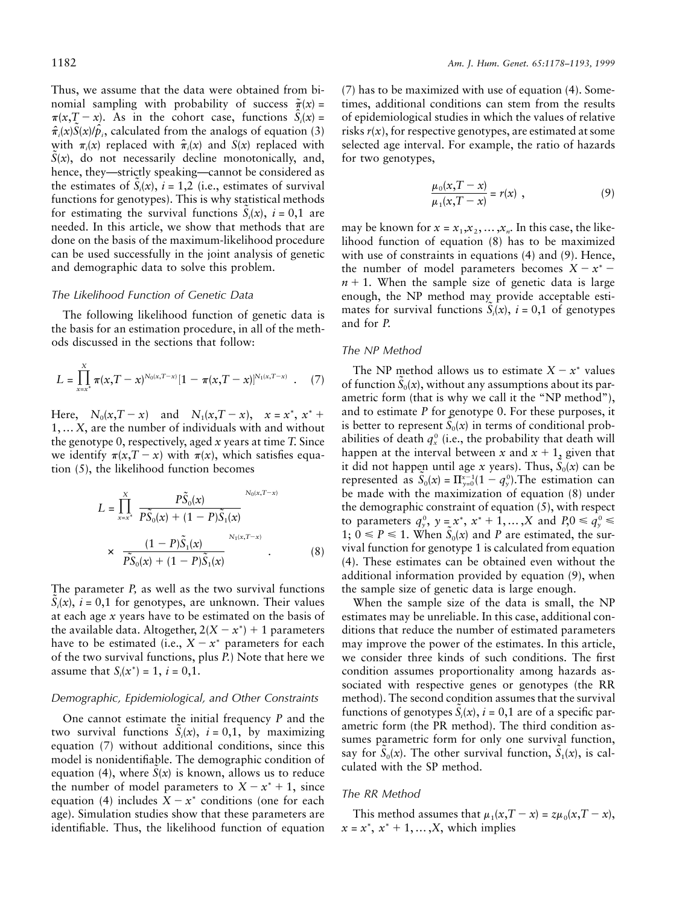Thus, we assume that the data were obtained from binomial sampling with probability of success $\tilde{\pi}(x) = \pi(x, T-x)$. As in the cohort case, functions $\hat{S}_i(x) = \hat{\pi}_i(x)\tilde{S}(x)/\hat{p}_i$, calculated from the analogs of equation (3) with $\pi_i(x)$ replaced with $\hat{\pi}_i(x)$ and $S(x)$ replaced with $\tilde{S}(x)$, do not necessarily decline monotonically, and, hence, they—strictly speaking—cannot be considered as the estimates of $\tilde{S}_i(x)$, $i = 1,2$ (i.e., estimates of survival functions for genotypes). This is why statistical methods for estimating the survival functions $\tilde{S}_i(x)$, $i = 0,1$ are needed. In this article, we show that methods that are done on the basis of the maximum-likelihood procedure can be used successfully in the joint analysis of genetic and demographic data to solve this problem.

### The Likelihood Function of Genetic Data

The following likelihood function of genetic data is the basis for an estimation procedure, in all of the methods discussed in the sections that follow:

$$L = \prod_{x=x^*}^{X} \pi(x, T-x)^{N_0(x,T-x)}[1-\pi(x,T-x)]^{N_1(x,T-x)} \quad . \quad (7)$$

Here, $N_0(x,T-x)$ and $N_1(x,T-x)$, $x = x^*, x^*+1, \ldots X$, are the number of individuals with and without the genotype 0, respectively, aged $x$ years at time $T$. Since we identify $\pi(x,T-x)$ with $\pi(x)$, which satisfies equation (5), the likelihood function becomes

$$L = \prod_{x=x^*}^{X} \left[\frac{P\tilde{S}_0(x)}{P\tilde{S}_0(x) + (1-P)\tilde{S}_1(x)}\right]^{N_0(x,T-x)} \times \left[\frac{(1-P)\tilde{S}_1(x)}{P\tilde{S}_0(x) + (1-P)\tilde{S}_1(x)}\right]^{N_1(x,T-x)} \quad . \quad (8)$$

The parameter $P$, as well as the two survival functions $\tilde{S}_i(x)$, $i = 0,1$ for genotypes, are unknown. Their values at each age $x$ years have to be estimated on the basis of the available data. Altogether, $2(X - x^*) + 1$ parameters have to be estimated (i.e., $X - x^*$ parameters for each of the two survival functions, plus $P$.) Note that here we assume that $S_i(x^*) = 1$, $i = 0,1$.

### Demographic, Epidemiological, and Other Constraints

One cannot estimate the initial frequency $P$ and the two survival functions $\tilde{S}_i(x)$, $i = 0,1$, by maximizing equation (7) without additional conditions, since this model is nonidentifiable. The demographic condition of equation (4), where $\tilde{S}(x)$ is known, allows us to reduce the number of model parameters to $X - x^* + 1$, since equation (4) includes $X - x^*$ conditions (one for each age). Simulation studies show that these parameters are identifiable. Thus, the likelihood function of equation (7) has to be maximized with use of equation (4). Sometimes, additional conditions can stem from the results of epidemiological studies in which the values of relative risks $r(x)$, for respective genotypes, are estimated at some selected age interval. For example, the ratio of hazards for two genotypes,

$$\frac{\mu_0(x,T-x)}{\mu_1(x,T-x)} = r(x) \ , \quad (9)$$

may be known for $x = x_1, x_2, \ldots, x_n$. In this case, the likelihood function of equation (8) has to be maximized with use of constraints in equations (4) and (9). Hence, the number of model parameters becomes $X - x^* - n + 1$. When the sample size of genetic data is large enough, the NP method may provide acceptable estimates for survival functions $\tilde{S}_i(x)$, $i = 0,1$ of genotypes and for $P$.

### The NP Method

The NP method allows us to estimate $X - x^*$ values of function $\tilde{S}_0(x)$, without any assumptions about its parametric form (that is why we call it the "NP method"), and to estimate $P$ for genotype 0. For these purposes, it is better to represent $\tilde{S}_0(x)$ in terms of conditional probabilities of death $q^0_x$ (i.e., the probability that death will happen at the interval between $x$ and $x + 1$, given that it did not happen until age $x$ years). Thus, $\tilde{S}_0(x)$ can be represented as $\tilde{S}_0(x) = \Pi_{y=0}^{x-1}(1 - q^0_y)$. The estimation can be made with the maximization of equation (8) under the demographic constraint of equation (5), with respect to parameters $q^0_y$, $y = x^*, x^* + 1, \ldots, X$ and $P, 0 \leqslant q^0_y \leqslant 1$; $0 \leqslant P \leqslant 1$. When $\tilde{S}_0(x)$ and $P$ are estimated, the survival function for genotype 1 is calculated from equation (4). These estimates can be obtained even without the additional information provided by equation (9), when the sample size of genetic data is large enough.

When the sample size of the data is small, the NP estimates may be unreliable. In this case, additional conditions that reduce the number of estimated parameters may improve the power of the estimates. In this article, we consider three kinds of such conditions. The first condition assumes proportionality among hazards associated with respective genes or genotypes (the RR method). The second condition assumes that the survival functions of genotypes $\tilde{S}_i(x)$, $i = 0,1$ are of a specific parametric form (the PR method). The third condition assumes parametric form for only one survival function, say for $\tilde{S}_0(x)$. The other survival function, $\tilde{S}_1(x)$, is calculated with the SP method.

### The RR Method

This method assumes that $\mu_1(x,T-x) = z\mu_0(x,T-x)$, $x = x^*, x^* + 1, \ldots, X$, which implies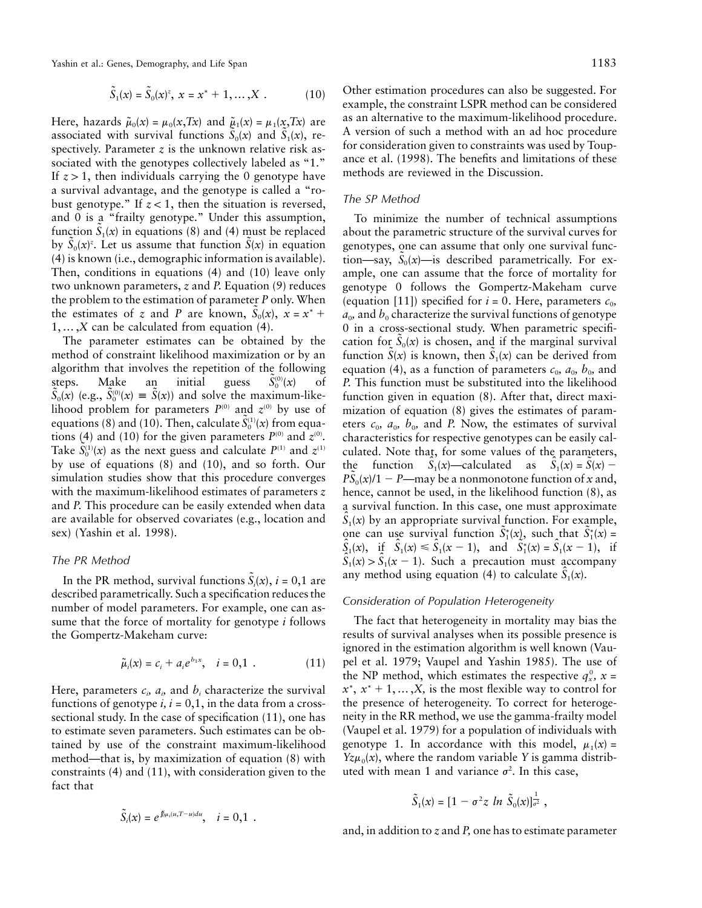$$\tilde{S}_1(x) = \tilde{S}_0(x)^z,\ x = x^* + 1, \ldots, X\ . \tag{10}$$

Here, hazards $\tilde{\mu}_0(x) = \mu_0(x,Tx)$ and $\tilde{\mu}_1(x) = \mu_1(x,Tx)$ are associated with survival functions $\tilde{S}_0(x)$ and $\tilde{S}_1(x)$, respectively. Parameter $z$ is the unknown relative risk associated with the genotypes collectively labeled as "1." If $z > 1$, then individuals carrying the 0 genotype have a survival advantage, and the genotype is called a "robust genotype." If $z < 1$, then the situation is reversed, and 0 is a "frailty genotype." Under this assumption, function $\tilde{S}_1(x)$ in equations (8) and (4) must be replaced by $\tilde{S}_0(x)^z$. Let us assume that function $\tilde{S}(x)$ in equation (4) is known (i.e., demographic information is available). Then, conditions in equations (4) and (10) leave only two unknown parameters, $z$ and $P$. Equation (9) reduces the problem to the estimation of parameter $P$ only. When the estimates of $z$ and $P$ are known, $\tilde{S}_0(x)$, $x = x^* + 1, \ldots, X$ can be calculated from equation (4).

The parameter estimates can be obtained by the method of constraint likelihood maximization or by an algorithm that involves the repetition of the following steps. Make an initial guess $\tilde{S}_0^{(0)}(x)$ of $\tilde{S}_0(x)$ (e.g., $\tilde{S}_0^{(0)}(x) \equiv \tilde{S}(x)$) and solve the maximum-likelihood problem for parameters $P^{(0)}$ and $z^{(0)}$ by use of equations (8) and (10). Then, calculate $\tilde{S}_0^{(1)}(x)$ from equations (4) and (10) for the given parameters $P^{(0)}$ and $z^{(0)}$. Take $\tilde{S}_0^{(1)}(x)$ as the next guess and calculate $P^{(1)}$ and $z^{(1)}$ by use of equations (8) and (10), and so forth. Our simulation studies show that this procedure converges with the maximum-likelihood estimates of parameters $z$ and $P$. This procedure can be easily extended when data are available for observed covariates (e.g., location and sex) (Yashin et al. 1998).

### The PR Method

In the PR method, survival functions $\tilde{S}_i(x)$, $i = 0,1$ are described parametrically. Such a specification reduces the number of model parameters. For example, one can assume that the force of mortality for genotype $i$ follows the Gompertz-Makeham curve:

$$\tilde{\mu}_i(x) = c_i + a_i e^{b_1 x},\quad i = 0,1\ . \tag{11}$$

Here, parameters $c_i$, $a_i$, and $b_i$ characterize the survival functions of genotype $i$, $i = 0,1$, in the data from a cross-sectional study. In the case of specification (11), one has to estimate seven parameters. Such estimates can be obtained by use of the constraint maximum-likelihood method—that is, by maximization of equation (8) with constraints (4) and (11), with consideration given to the fact that

$$\tilde{S}_i(x) = e^{\int_0^x \mu_i(u,T-u)du},\quad i = 0,1\ .$$

Other estimation procedures can also be suggested. For example, the constraint LSPR method can be considered as an alternative to the maximum-likelihood procedure. A version of such a method with an ad hoc procedure for consideration given to constraints was used by Toupance et al. (1998). The benefits and limitations of these methods are reviewed in the Discussion.

### The SP Method

To minimize the number of technical assumptions about the parametric structure of the survival curves for genotypes, one can assume that only one survival function—say, $\tilde{S}_0(x)$—is described parametrically. For example, one can assume that the force of mortality for genotype 0 follows the Gompertz-Makeham curve (equation [11]) specified for $i = 0$. Here, parameters $c_0$, $a_0$, and $b_0$ characterize the survival functions of genotype 0 in a cross-sectional study. When parametric specification for $\tilde{S}_0(x)$ is chosen, and if the marginal survival function $\tilde{S}(x)$ is known, then $\tilde{S}_1(x)$ can be derived from equation (4), as a function of parameters $c_0$, $a_0$, $b_0$, and $P$. This function must be substituted into the likelihood function given in equation (8). After that, direct maximization of equation (8) gives the estimates of parameters $c_0$, $a_0$, $b_0$, and $P$. Now, the estimates of survival characteristics for respective genotypes can be easily calculated. Note that, for some values of the parameters, the function $\hat{S}_1(x)$—calculated as $\hat{S}_1(x) = \tilde{S}(x) - P\tilde{S}_0(x)/1 - P$—may be a nonmonotone function of $x$ and, hence, cannot be used, in the likelihood function (8), as a survival function. In this case, one must approximate $\hat{S}_1(x)$ by an appropriate survival function. For example, one can use survival function $\tilde{S}_1^*(x)$, such that $\tilde{S}_1^*(x) = \hat{S}_1(x)$, if $\hat{S}_1(x) \leqslant \hat{S}_1(x-1)$, and $\tilde{S}_1^*(x) = \hat{S}_1(x-1)$, if $\hat{S}_1(x) > \hat{S}_1(x-1)$. Such a precaution must accompany any method using equation (4) to calculate $\hat{S}_1(x)$.

### Consideration of Population Heterogeneity

The fact that heterogeneity in mortality may bias the results of survival analyses when its possible presence is ignored in the estimation algorithm is well known (Vaupel et al. 1979; Vaupel and Yashin 1985). The use of the NP method, which estimates the respective $q_x^0$, $x = x^*, x^* + 1, \ldots, X$, is the most flexible way to control for the presence of heterogeneity. To correct for heterogeneity in the RR method, we use the gamma-frailty model (Vaupel et al. 1979) for a population of individuals with genotype 1. In accordance with this model, $\mu_1(x) = Yz\mu_0(x)$, where the random variable $Y$ is gamma distributed with mean 1 and variance $\sigma^2$. In this case,

$$\tilde{S}_1(x) = [1 - \sigma^2 z\ ln\ \tilde{S}_0(x)]^{\frac{1}{\sigma^2}}\ ,$$

and, in addition to $z$ and $P$, one has to estimate parameter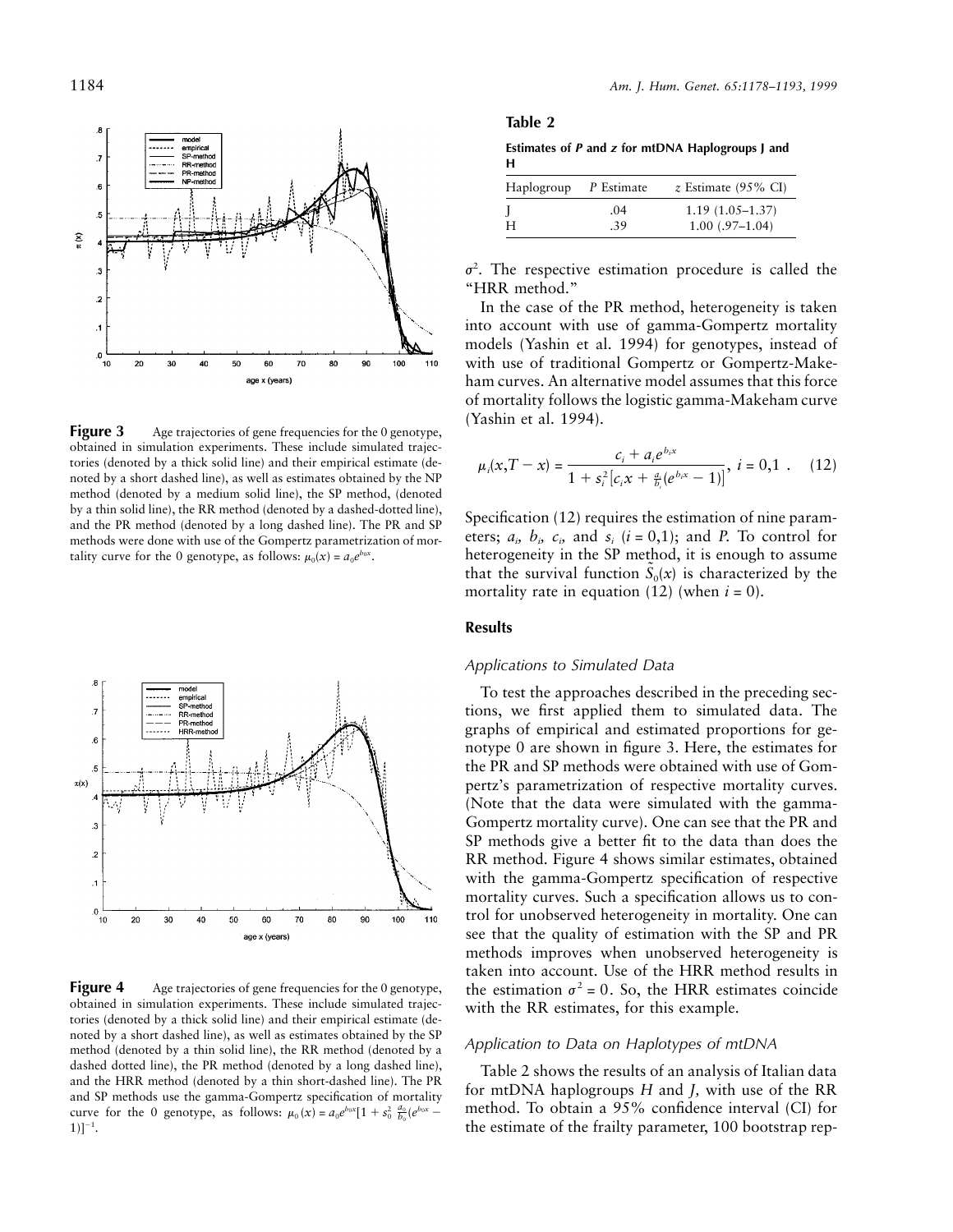**Figure 3** Age trajectories of gene frequencies for the 0 genotype, obtained in simulation experiments. These include simulated trajectories (denoted by a thick solid line) and their empirical estimate (denoted by a short dashed line), as well as estimates obtained by the NP method (denoted by a medium solid line), the SP method, (denoted by a thin solid line), the RR method (denoted by a dashed-dotted line), and the PR method (denoted by a long dashed line). The PR and SP methods were done with use of the Gompertz parametrization of mortality curve for the 0 genotype, as follows: $\mu_0(x) = a_0 e^{b_0 x}$.

**Figure 4** Age trajectories of gene frequencies for the 0 genotype, obtained in simulation experiments. These include simulated trajectories (denoted by a thick solid line) and their empirical estimate (denoted by a short dashed line), as well as estimates obtained by the SP method (denoted by a thin solid line), the RR method (denoted by a dashed dotted line), the PR method (denoted by a long dashed line), and the HRR method (denoted by a thin short-dashed line). The PR and SP methods use the gamma-Gompertz specification of mortality curve for the 0 genotype, as follows: $\mu_0(x) = a_0 e^{b_0 x}[1 + s_0^2 \frac{a_0}{b_0}(e^{b_0 x} - 1)]^{-1}$.

**Table 2**

**Estimates of *P* and *z* for mtDNA Haplogroups J and H**

| Haplogroup | *P* Estimate | *z* Estimate (95% CI) |
|---|---|---|
| J | .04 | 1.19 (1.05–1.37) |
| H | .39 | 1.00 (.97–1.04) |

$\sigma^2$. The respective estimation procedure is called the "HRR method."

In the case of the PR method, heterogeneity is taken into account with use of gamma-Gompertz mortality models (Yashin et al. 1994) for genotypes, instead of with use of traditional Gompertz or Gompertz-Makeham curves. An alternative model assumes that this force of mortality follows the logistic gamma-Makeham curve (Yashin et al. 1994).

$$\mu_i(x, T - x) = \frac{c_i + a_i e^{b_i x}}{1 + s_i^2 \left[c_i x + \frac{a_i}{b_i}(e^{b_i x} - 1)\right]},\ i = 0,1\ . \quad (12)$$

Specification (12) requires the estimation of nine parameters; $a_i$, $b_i$, $c_i$, and $s_i$ ($i = 0,1$); and $P$. To control for heterogeneity in the SP method, it is enough to assume that the survival function $\tilde{S}_0(x)$ is characterized by the mortality rate in equation (12) (when $i = 0$).

## Results

### *Applications to Simulated Data*

To test the approaches described in the preceding sections, we first applied them to simulated data. The graphs of empirical and estimated proportions for genotype 0 are shown in figure 3. Here, the estimates for the PR and SP methods were obtained with use of Gompertz's parametrization of respective mortality curves. (Note that the data were simulated with the gamma-Gompertz mortality curve). One can see that the PR and SP methods give a better fit to the data than does the RR method. Figure 4 shows similar estimates, obtained with the gamma-Gompertz specification of respective mortality curves. Such a specification allows us to control for unobserved heterogeneity in mortality. One can see that the quality of estimation with the SP and PR methods improves when unobserved heterogeneity is taken into account. Use of the HRR method results in the estimation $\sigma^2 = 0$. So, the HRR estimates coincide with the RR estimates, for this example.

### *Application to Data on Haplotypes of mtDNA*

Table 2 shows the results of an analysis of Italian data for mtDNA haplogroups *H* and *J*, with use of the RR method. To obtain a 95% confidence interval (CI) for the estimate of the frailty parameter, 100 bootstrap rep-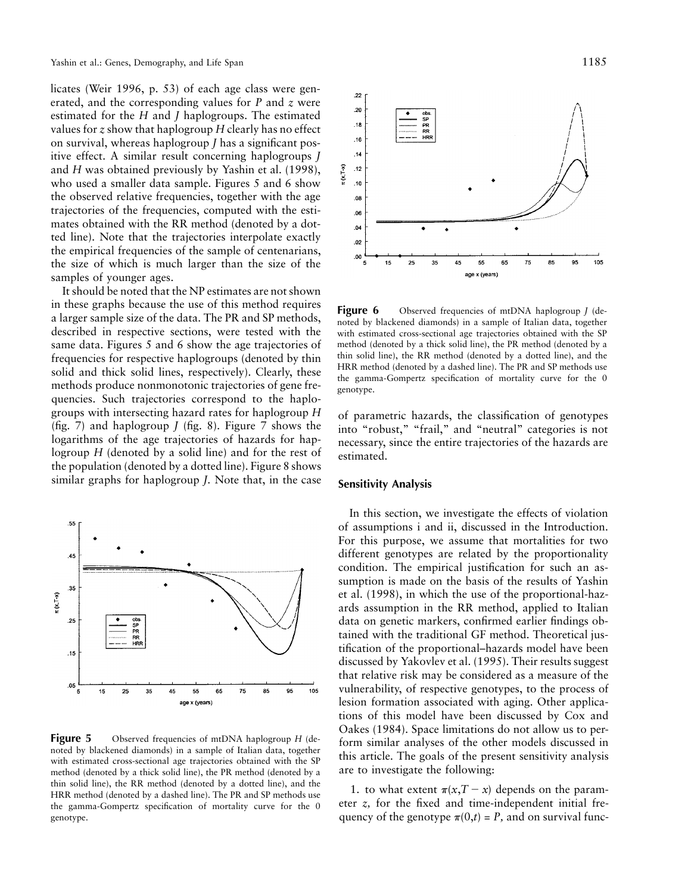licates (Weir 1996, p. 53) of each age class were generated, and the corresponding values for $P$ and $z$ were estimated for the $H$ and $J$ haplogroups. The estimated values for $z$ show that haplogroup $H$ clearly has no effect on survival, whereas haplogroup $J$ has a significant positive effect. A similar result concerning haplogroups $J$ and $H$ was obtained previously by Yashin et al. (1998), who used a smaller data sample. Figures 5 and 6 show the observed relative frequencies, together with the age trajectories of the frequencies, computed with the estimates obtained with the RR method (denoted by a dotted line). Note that the trajectories interpolate exactly the empirical frequencies of the sample of centenarians, the size of which is much larger than the size of the samples of younger ages.

It should be noted that the NP estimates are not shown in these graphs because the use of this method requires a larger sample size of the data. The PR and SP methods, described in respective sections, were tested with the same data. Figures 5 and 6 show the age trajectories of frequencies for respective haplogroups (denoted by thin solid and thick solid lines, respectively). Clearly, these methods produce nonmonotonic trajectories of gene frequencies. Such trajectories correspond to the haplogroups with intersecting hazard rates for haplogroup $H$ (fig. 7) and haplogroup $J$ (fig. 8). Figure 7 shows the logarithms of the age trajectories of hazards for haplogroup $H$ (denoted by a solid line) and for the rest of the population (denoted by a dotted line). Figure 8 shows similar graphs for haplogroup $J$. Note that, in the case of parametric hazards, the classification of genotypes into "robust," "frail," and "neutral" categories is not necessary, since the entire trajectories of the hazards are estimated.

**Figure 5** Observed frequencies of mtDNA haplogroup $H$ (denoted by blackened diamonds) in a sample of Italian data, together with estimated cross-sectional age trajectories obtained with the SP method (denoted by a thick solid line), the PR method (denoted by a thin solid line), the RR method (denoted by a dotted line), and the HRR method (denoted by a dashed line). The PR and SP methods use the gamma-Gompertz specification of mortality curve for the 0 genotype.

**Figure 6** Observed frequencies of mtDNA haplogroup $J$ (denoted by blackened diamonds) in a sample of Italian data, together with estimated cross-sectional age trajectories obtained with the SP method (denoted by a thick solid line), the PR method (denoted by a thin solid line), the RR method (denoted by a dotted line), and the HRR method (denoted by a dashed line). The PR and SP methods use the gamma-Gompertz specification of mortality curve for the 0 genotype.

## Sensitivity Analysis

In this section, we investigate the effects of violation of assumptions i and ii, discussed in the Introduction. For this purpose, we assume that mortalities for two different genotypes are related by the proportionality condition. The empirical justification for such an assumption is made on the basis of the results of Yashin et al. (1998), in which the use of the proportional-hazards assumption in the RR method, applied to Italian data on genetic markers, confirmed earlier findings obtained with the traditional GF method. Theoretical justification of the proportional–hazards model have been discussed by Yakovlev et al. (1995). Their results suggest that relative risk may be considered as a measure of the vulnerability, of respective genotypes, to the process of lesion formation associated with aging. Other applications of this model have been discussed by Cox and Oakes (1984). Space limitations do not allow us to perform similar analyses of the other models discussed in this article. The goals of the present sensitivity analysis are to investigate the following:

1. to what extent $\pi(x,T-x)$ depends on the parameter $z$, for the fixed and time-independent initial frequency of the genotype $\pi(0,t) = P$, and on survival func-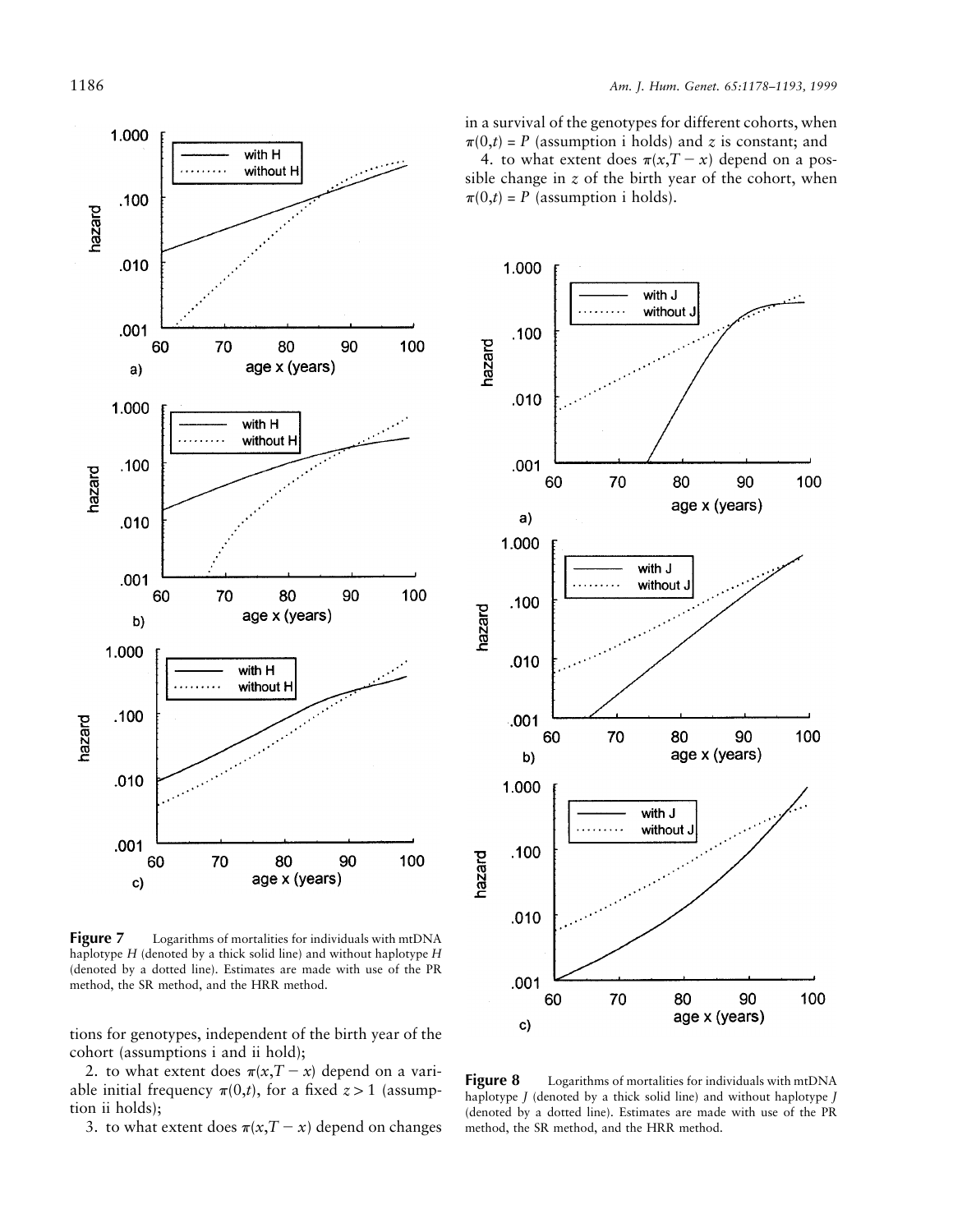in a survival of the genotypes for different cohorts, when $\pi(0,t) = P$ (assumption i holds) and $z$ is constant; and

4. to what extent does $\pi(x,T-x)$ depend on a possible change in $z$ of the birth year of the cohort, when $\pi(0,t) = P$ (assumption i holds).

**Figure 7** Logarithms of mortalities for individuals with mtDNA haplotype $H$ (denoted by a thick solid line) and without haplotype $H$ (denoted by a dotted line). Estimates are made with use of the PR method, the SR method, and the HRR method.

tions for genotypes, independent of the birth year of the cohort (assumptions i and ii hold);

2. to what extent does $\pi(x,T-x)$ depend on a variable initial frequency $\pi(0,t)$, for a fixed $z > 1$ (assumption ii holds);

3. to what extent does $\pi(x,T-x)$ depend on changes

**Figure 8** Logarithms of mortalities for individuals with mtDNA haplotype $J$ (denoted by a thick solid line) and without haplotype $J$ (denoted by a dotted line). Estimates are made with use of the PR method, the SR method, and the HRR method.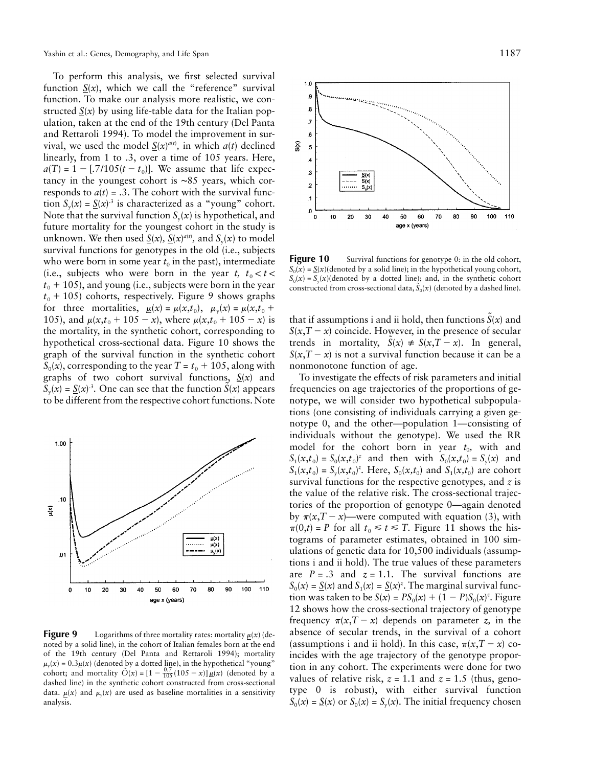To perform this analysis, we first selected survival function $\underline{S}(x)$, which we call the "reference" survival function. To make our analysis more realistic, we constructed $\underline{S}(x)$ by using life-table data for the Italian population, taken at the end of the 19th century (Del Panta and Rettaroli 1994). To model the improvement in survival, we used the model $\underline{S}(x)^{a(t)}$, in which $a(t)$ declined linearly, from 1 to .3, over a time of 105 years. Here, $a(T) = 1 - [.7/105(t - t_0)]$. We assume that life expectancy in the youngest cohort is ~85 years, which corresponds to $a(t) = .3$. The cohort with the survival function $S_y(x) = \underline{S}(x)^{.3}$ is characterized as a "young" cohort. Note that the survival function $S_y(x)$ is hypothetical, and future mortality for the youngest cohort in the study is unknown. We then used $\underline{S}(x)$, $\underline{S}(x)^{a(t)}$, and $S_y(x)$ to model survival functions for genotypes in the old (i.e., subjects who were born in some year $t_0$ in the past), intermediate (i.e., subjects who were born in the year $t$, $t_0 < t < t_0 + 105$), and young (i.e., subjects were born in the year $t_0 + 105$) cohorts, respectively. Figure 9 shows graphs for three mortalities, $\underline{\mu}(x) = \mu(x,t_0)$, $\mu_y(x) = \mu(x,t_0 + 105)$, and $\mu(x,t_0 + 105 - x)$, where $\mu(x,t_0 + 105 - x)$ is the mortality, in the synthetic cohort, corresponding to hypothetical cross-sectional data. Figure 10 shows the graph of the survival function in the synthetic cohort $S_0(x)$, corresponding to the year $T = t_0 + 105$, along with graphs of two cohort survival functions, $\underline{S}(x)$ and $S_y(x) = \underline{S}(x)^{.3}$. One can see that the function $\tilde{S}(x)$ appears to be different from the respective cohort functions. Note that if assumptions i and ii hold, then functions $\tilde{S}(x)$ and $S(x,T - x)$ coincide. However, in the presence of secular trends in mortality, $\tilde{S}(x) \neq S(x,T - x)$. In general, $S(x,T - x)$ is not a survival function because it can be a nonmonotone function of age.

**Figure 9** Logarithms of three mortality rates: mortality $\underline{\mu}(x)$ (denoted by a solid line), in the cohort of Italian females born at the end of the 19th century (Del Panta and Rettaroli 1994); mortality $\mu_y(x) = 0.3\underline{\mu}(x)$ (denoted by a dotted line), in the hypothetical "young" cohort; and mortality $\tilde{O}(x) = [1 - \frac{0.7}{105}(105 - x)]\underline{\mu}(x)$ (denoted by a dashed line) in the synthetic cohort constructed from cross-sectional data. $\underline{\mu}(x)$ and $\mu_y(x)$ are used as baseline mortalities in a sensitivity analysis.

**Figure 10** Survival functions for genotype 0: in the old cohort, $S_0(x) = \underline{S}(x)$(denoted by a solid line); in the hypothetical young cohort, $S_0(x) = S_y(x)$(denoted by a dotted line); and, in the synthetic cohort constructed from cross-sectional data, $\tilde{S}_0(x)$ (denoted by a dashed line).

To investigate the effects of risk parameters and initial frequencies on age trajectories of the proportions of genotype, we will consider two hypothetical subpopulations (one consisting of individuals carrying a given genotype 0, and the other—population 1—consisting of individuals without the genotype). We used the RR model for the cohort born in year $t_0$, with and $S_1(x,t_0) = S_0(x,t_0)^z$ and then with $S_0(x,t_0) = S_y(x)$ and $S_1(x,t_0) = S_y(x,t_0)^z$. Here, $S_0(x,t_0)$ and $S_1(x,t_0)$ are cohort survival functions for the respective genotypes, and $z$ is the value of the relative risk. The cross-sectional trajectories of the proportion of genotype 0—again denoted by $\pi(x,T - x)$—were computed with equation (3), with $\pi(0,t) = P$ for all $t_0 \leq t \leq T$. Figure 11 shows the histograms of parameter estimates, obtained in 100 simulations of genetic data for 10,500 individuals (assumptions i and ii hold). The true values of these parameters are $P = .3$ and $z = 1.1$. The survival functions are $S_0(x) = \underline{S}(x)$ and $S_1(x) = \underline{S}(x)^z$. The marginal survival function was taken to be $S(x) = PS_0(x) + (1 - P)S_0(x)^z$. Figure 12 shows how the cross-sectional trajectory of genotype frequency $\pi(x,T - x)$ depends on parameter $z$, in the absence of secular trends, in the survival of a cohort (assumptions i and ii hold). In this case, $\pi(x,T - x)$ coincides with the age trajectory of the genotype proportion in any cohort. The experiments were done for two values of relative risk, $z = 1.1$ and $z = 1.5$ (thus, genotype 0 is robust), with either survival function $S_0(x) = \underline{S}(x)$ or $S_0(x) = S_y(x)$. The initial frequency chosen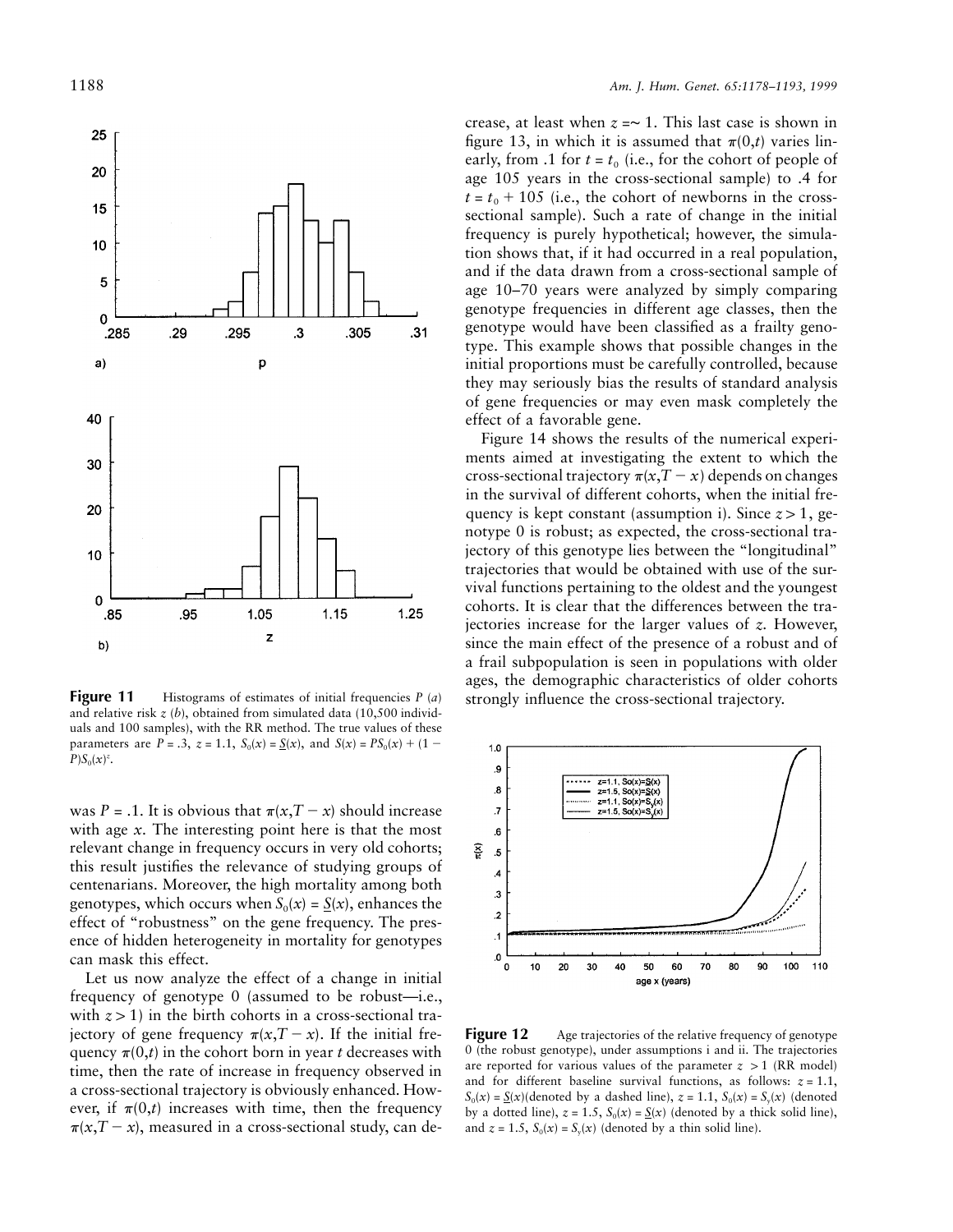**Figure 11** Histograms of estimates of initial frequencies $P$ ($a$) and relative risk $z$ ($b$), obtained from simulated data (10,500 individuals and 100 samples), with the RR method. The true values of these parameters are $P = .3$, $z = 1.1$, $S_0(x) = \underline{S}(x)$, and $S(x) = PS_0(x) + (1 - P)S_0(x)^z$.

was $P = .1$. It is obvious that $\pi(x,T - x)$ should increase with age $x$. The interesting point here is that the most relevant change in frequency occurs in very old cohorts; this result justifies the relevance of studying groups of centenarians. Moreover, the high mortality among both genotypes, which occurs when $S_0(x) = \underline{S}(x)$, enhances the effect of "robustness" on the gene frequency. The presence of hidden heterogeneity in mortality for genotypes can mask this effect.

Let us now analyze the effect of a change in initial frequency of genotype 0 (assumed to be robust—i.e., with $z > 1$) in the birth cohorts in a cross-sectional trajectory of gene frequency $\pi(x,T - x)$. If the initial frequency $\pi(0,t)$ in the cohort born in year $t$ decreases with time, then the rate of increase in frequency observed in a cross-sectional trajectory is obviously enhanced. However, if $\pi(0,t)$ increases with time, then the frequency $\pi(x,T - x)$, measured in a cross-sectional study, can decrease, at least when $z =\sim 1$. This last case is shown in figure 13, in which it is assumed that $\pi(0,t)$ varies linearly, from .1 for $t = t_0$ (i.e., for the cohort of people of age 105 years in the cross-sectional sample) to .4 for $t = t_0 + 105$ (i.e., the cohort of newborns in the cross-sectional sample). Such a rate of change in the initial frequency is purely hypothetical; however, the simulation shows that, if it had occurred in a real population, and if the data drawn from a cross-sectional sample of age 10–70 years were analyzed by simply comparing genotype frequencies in different age classes, then the genotype would have been classified as a frailty genotype. This example shows that possible changes in the initial proportions must be carefully controlled, because they may seriously bias the results of standard analysis of gene frequencies or may even mask completely the effect of a favorable gene.

Figure 14 shows the results of the numerical experiments aimed at investigating the extent to which the cross-sectional trajectory $\pi(x,T - x)$ depends on changes in the survival of different cohorts, when the initial frequency is kept constant (assumption i). Since $z > 1$, genotype 0 is robust; as expected, the cross-sectional trajectory of this genotype lies between the "longitudinal" trajectories that would be obtained with use of the survival functions pertaining to the oldest and the youngest cohorts. It is clear that the differences between the trajectories increase for the larger values of $z$. However, since the main effect of the presence of a robust and of a frail subpopulation is seen in populations with older ages, the demographic characteristics of older cohorts strongly influence the cross-sectional trajectory.

**Figure 12** Age trajectories of the relative frequency of genotype 0 (the robust genotype), under assumptions i and ii. The trajectories are reported for various values of the parameter $z > 1$ (RR model) and for different baseline survival functions, as follows: $z = 1.1$, $S_0(x) = \underline{S}(x)$(denoted by a dashed line), $z = 1.1$, $S_0(x) = S_y(x)$ (denoted by a dotted line), $z = 1.5$, $S_0(x) = \underline{S}(x)$ (denoted by a thick solid line), and $z = 1.5$, $S_0(x) = S_y(x)$ (denoted by a thin solid line).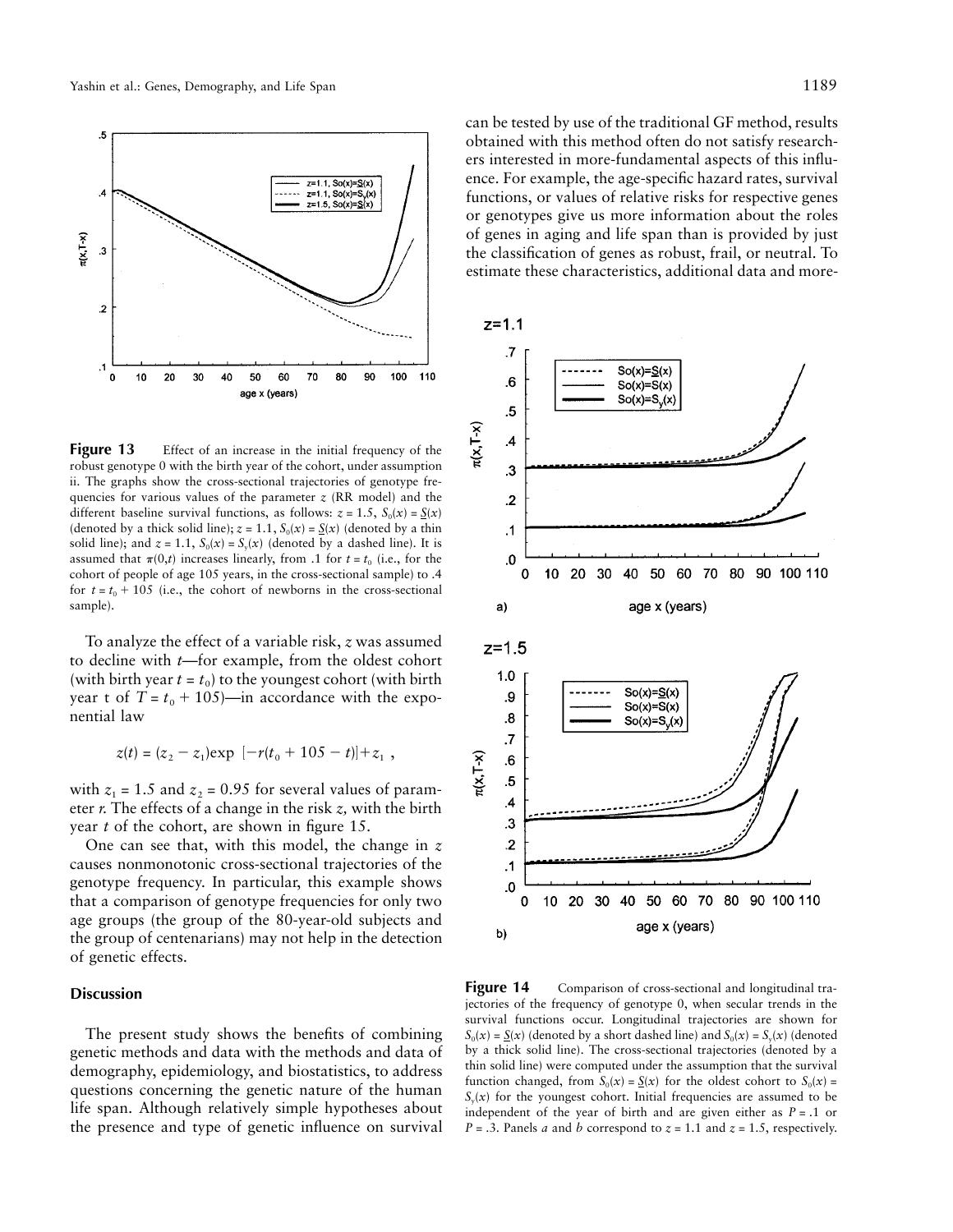**Figure 13** Effect of an increase in the initial frequency of the robust genotype 0 with the birth year of the cohort, under assumption ii. The graphs show the cross-sectional trajectories of genotype frequencies for various values of the parameter $z$ (RR model) and the different baseline survival functions, as follows: $z = 1.5$, $S_0(x) = \underline{S}(x)$ (denoted by a thick solid line); $z = 1.1$, $S_0(x) = \underline{S}(x)$ (denoted by a thin solid line); and $z = 1.1$, $S_0(x) = S_y(x)$ (denoted by a dashed line). It is assumed that $\pi(0,t)$ increases linearly, from .1 for $t = t_0$ (i.e., for the cohort of people of age 105 years, in the cross-sectional sample) to .4 for $t = t_0 + 105$ (i.e., the cohort of newborns in the cross-sectional sample).

To analyze the effect of a variable risk, $z$ was assumed to decline with $t$—for example, from the oldest cohort (with birth year $t = t_0$) to the youngest cohort (with birth year t of $T = t_0 + 105$)—in accordance with the exponential law

$$z(t) = (z_2 - z_1)\exp\ [-r(t_0 + 105 - t)] + z_1\ ,$$

with $z_1 = 1.5$ and $z_2 = 0.95$ for several values of parameter $r$. The effects of a change in the risk $z$, with the birth year $t$ of the cohort, are shown in figure 15.

One can see that, with this model, the change in $z$ causes nonmonotonic cross-sectional trajectories of the genotype frequency. In particular, this example shows that a comparison of genotype frequencies for only two age groups (the group of the 80-year-old subjects and the group of centenarians) may not help in the detection of genetic effects.

## Discussion

The present study shows the benefits of combining genetic methods and data with the methods and data of demography, epidemiology, and biostatistics, to address questions concerning the genetic nature of the human life span. Although relatively simple hypotheses about the presence and type of genetic influence on survival can be tested by use of the traditional GF method, results obtained with this method often do not satisfy researchers interested in more-fundamental aspects of this influence. For example, the age-specific hazard rates, survival functions, or values of relative risks for respective genes or genotypes give us more information about the roles of genes in aging and life span than is provided by just the classification of genes as robust, frail, or neutral. To estimate these characteristics, additional data and more-

**Figure 14** Comparison of cross-sectional and longitudinal trajectories of the frequency of genotype 0, when secular trends in the survival functions occur. Longitudinal trajectories are shown for $S_0(x) = \underline{S}(x)$ (denoted by a short dashed line) and $S_0(x) = S_y(x)$ (denoted by a thick solid line). The cross-sectional trajectories (denoted by a thin solid line) were computed under the assumption that the survival function changed, from $S_0(x) = \underline{S}(x)$ for the oldest cohort to $S_0(x) = S_y(x)$ for the youngest cohort. Initial frequencies are assumed to be independent of the year of birth and are given either as $P = .1$ or $P = .3$. Panels $a$ and $b$ correspond to $z = 1.1$ and $z = 1.5$, respectively.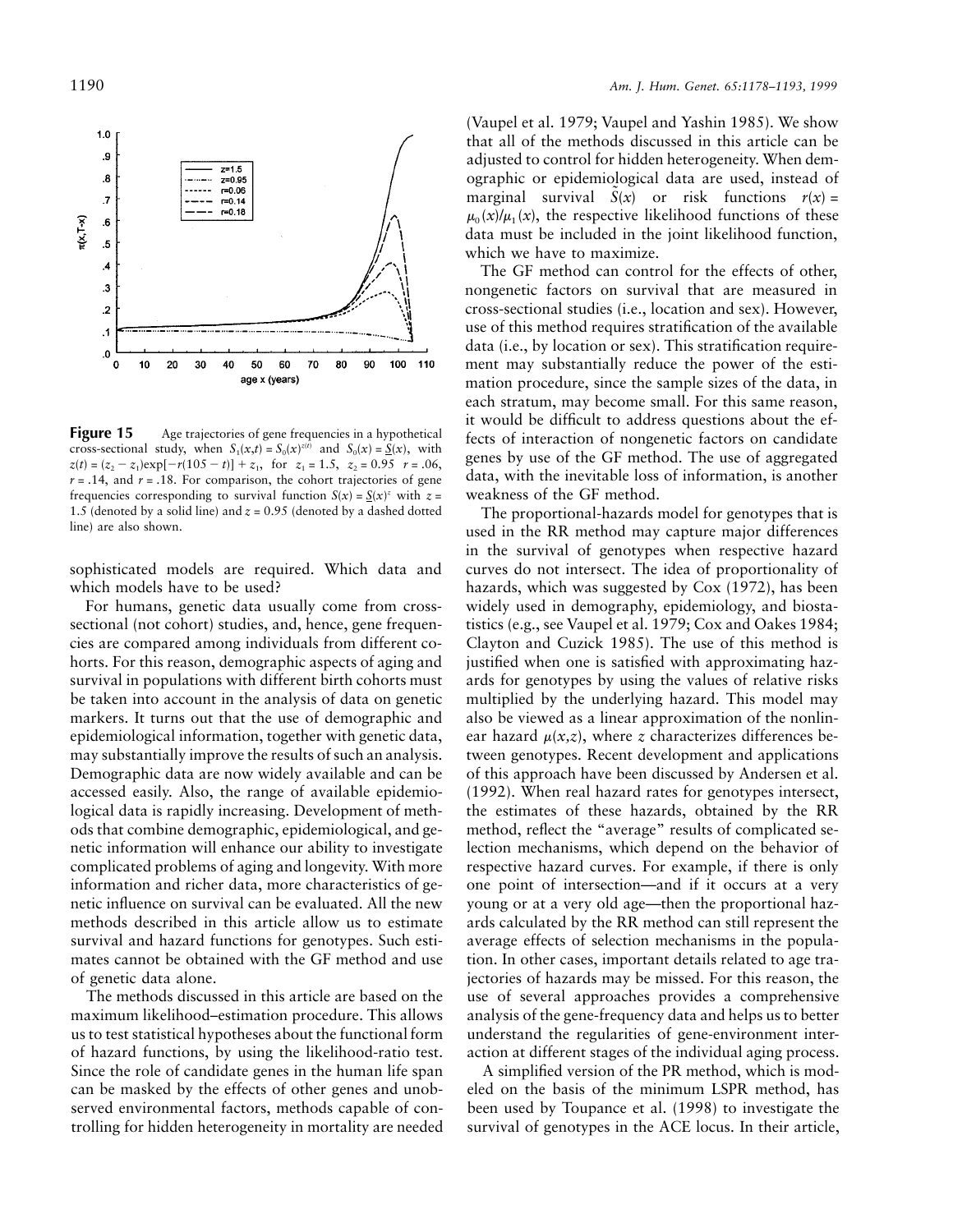1.0
.9
.8
.7
.6
.5
.4
.3
.2
.1
.0
0 10 20 30 40 50 60 70 80 90 100 110
age x (years)
π(x, T-x)
z=1.5
z=0.95
r=0.06
r=0.14
r=0.18

**Figure 15** Age trajectories of gene frequencies in a hypothetical cross-sectional study, when $S_1(x,t) = S_0(x)^{z(t)}$ and $S_0(x) = \underline{S}(x)$, with $z(t) = (z_2 - z_1)\exp[-r(105 - t)] + z_1$, for $z_1 = 1.5$, $z_2 = 0.95$ $r = .06$, $r = .14$, and $r = .18$. For comparison, the cohort trajectories of gene frequencies corresponding to survival function $S(x) = \underline{S}(x)^z$ with $z = 1.5$ (denoted by a solid line) and $z = 0.95$ (denoted by a dashed dotted line) are also shown.

sophisticated models are required. Which data and which models have to be used?

For humans, genetic data usually come from cross-sectional (not cohort) studies, and, hence, gene frequencies are compared among individuals from different cohorts. For this reason, demographic aspects of aging and survival in populations with different birth cohorts must be taken into account in the analysis of data on genetic markers. It turns out that the use of demographic and epidemiological information, together with genetic data, may substantially improve the results of such an analysis. Demographic data are now widely available and can be accessed easily. Also, the range of available epidemiological data is rapidly increasing. Development of methods that combine demographic, epidemiological, and genetic information will enhance our ability to investigate complicated problems of aging and longevity. With more information and richer data, more characteristics of genetic influence on survival can be evaluated. All the new methods described in this article allow us to estimate survival and hazard functions for genotypes. Such estimates cannot be obtained with the GF method and use of genetic data alone.

The methods discussed in this article are based on the maximum likelihood–estimation procedure. This allows us to test statistical hypotheses about the functional form of hazard functions, by using the likelihood-ratio test. Since the role of candidate genes in the human life span can be masked by the effects of other genes and unobserved environmental factors, methods capable of controlling for hidden heterogeneity in mortality are needed (Vaupel et al. 1979; Vaupel and Yashin 1985). We show that all of the methods discussed in this article can be adjusted to control for hidden heterogeneity. When demographic or epidemiological data are used, instead of marginal survival $\tilde{S}(x)$ or risk functions $r(x) = \mu_0(x)/\mu_1(x)$, the respective likelihood functions of these data must be included in the joint likelihood function, which we have to maximize.

The GF method can control for the effects of other, nongenetic factors on survival that are measured in cross-sectional studies (i.e., location and sex). However, use of this method requires stratification of the available data (i.e., by location or sex). This stratification requirement may substantially reduce the power of the estimation procedure, since the sample sizes of the data, in each stratum, may become small. For this same reason, it would be difficult to address questions about the effects of interaction of nongenetic factors on candidate genes by use of the GF method. The use of aggregated data, with the inevitable loss of information, is another weakness of the GF method.

The proportional-hazards model for genotypes that is used in the RR method may capture major differences in the survival of genotypes when respective hazard curves do not intersect. The idea of proportionality of hazards, which was suggested by Cox (1972), has been widely used in demography, epidemiology, and biostatistics (e.g., see Vaupel et al. 1979; Cox and Oakes 1984; Clayton and Cuzick 1985). The use of this method is justified when one is satisfied with approximating hazards for genotypes by using the values of relative risks multiplied by the underlying hazard. This model may also be viewed as a linear approximation of the nonlinear hazard $\mu(x,z)$, where $z$ characterizes differences between genotypes. Recent development and applications of this approach have been discussed by Andersen et al. (1992). When real hazard rates for genotypes intersect, the estimates of these hazards, obtained by the RR method, reflect the "average" results of complicated selection mechanisms, which depend on the behavior of respective hazard curves. For example, if there is only one point of intersection—and if it occurs at a very young or at a very old age—then the proportional hazards calculated by the RR method can still represent the average effects of selection mechanisms in the population. In other cases, important details related to age trajectories of hazards may be missed. For this reason, the use of several approaches provides a comprehensive analysis of the gene-frequency data and helps us to better understand the regularities of gene-environment interaction at different stages of the individual aging process.

A simplified version of the PR method, which is modeled on the basis of the minimum LSPR method, has been used by Toupance et al. (1998) to investigate the survival of genotypes in the ACE locus. In their article,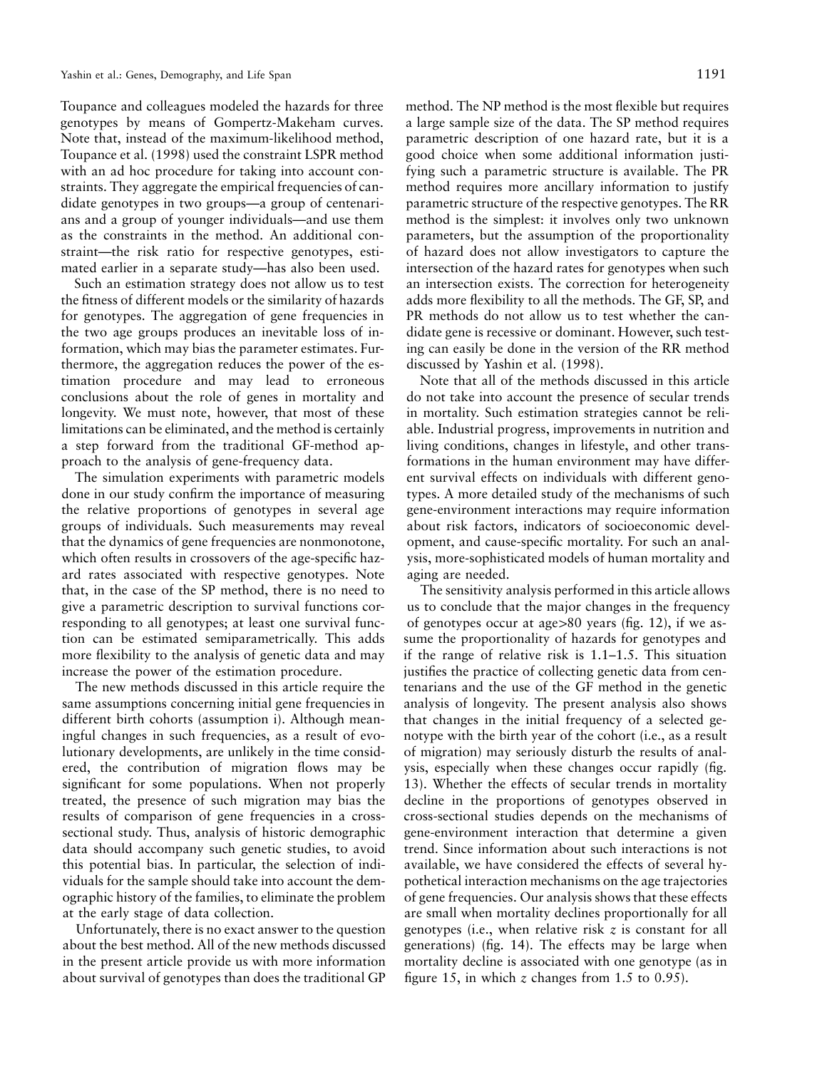Toupance and colleagues modeled the hazards for three genotypes by means of Gompertz-Makeham curves. Note that, instead of the maximum-likelihood method, Toupance et al. (1998) used the constraint LSPR method with an ad hoc procedure for taking into account constraints. They aggregate the empirical frequencies of candidate genotypes in two groups—a group of centenarians and a group of younger individuals—and use them as the constraints in the method. An additional constraint—the risk ratio for respective genotypes, estimated earlier in a separate study—has also been used.

Such an estimation strategy does not allow us to test the fitness of different models or the similarity of hazards for genotypes. The aggregation of gene frequencies in the two age groups produces an inevitable loss of information, which may bias the parameter estimates. Furthermore, the aggregation reduces the power of the estimation procedure and may lead to erroneous conclusions about the role of genes in mortality and longevity. We must note, however, that most of these limitations can be eliminated, and the method is certainly a step forward from the traditional GF-method approach to the analysis of gene-frequency data.

The simulation experiments with parametric models done in our study confirm the importance of measuring the relative proportions of genotypes in several age groups of individuals. Such measurements may reveal that the dynamics of gene frequencies are nonmonotone, which often results in crossovers of the age-specific hazard rates associated with respective genotypes. Note that, in the case of the SP method, there is no need to give a parametric description to survival functions corresponding to all genotypes; at least one survival function can be estimated semiparametrically. This adds more flexibility to the analysis of genetic data and may increase the power of the estimation procedure.

The new methods discussed in this article require the same assumptions concerning initial gene frequencies in different birth cohorts (assumption i). Although meaningful changes in such frequencies, as a result of evolutionary developments, are unlikely in the time considered, the contribution of migration flows may be significant for some populations. When not properly treated, the presence of such migration may bias the results of comparison of gene frequencies in a cross-sectional study. Thus, analysis of historic demographic data should accompany such genetic studies, to avoid this potential bias. In particular, the selection of individuals for the sample should take into account the demographic history of the families, to eliminate the problem at the early stage of data collection.

Unfortunately, there is no exact answer to the question about the best method. All of the new methods discussed in the present article provide us with more information about survival of genotypes than does the traditional GP method. The NP method is the most flexible but requires a large sample size of the data. The SP method requires parametric description of one hazard rate, but it is a good choice when some additional information justifying such a parametric structure is available. The PR method requires more ancillary information to justify parametric structure of the respective genotypes. The RR method is the simplest: it involves only two unknown parameters, but the assumption of the proportionality of hazard does not allow investigators to capture the intersection of the hazard rates for genotypes when such an intersection exists. The correction for heterogeneity adds more flexibility to all the methods. The GF, SP, and PR methods do not allow us to test whether the candidate gene is recessive or dominant. However, such testing can easily be done in the version of the RR method discussed by Yashin et al. (1998).

Note that all of the methods discussed in this article do not take into account the presence of secular trends in mortality. Such estimation strategies cannot be reliable. Industrial progress, improvements in nutrition and living conditions, changes in lifestyle, and other transformations in the human environment may have different survival effects on individuals with different genotypes. A more detailed study of the mechanisms of such gene-environment interactions may require information about risk factors, indicators of socioeconomic development, and cause-specific mortality. For such an analysis, more-sophisticated models of human mortality and aging are needed.

The sensitivity analysis performed in this article allows us to conclude that the major changes in the frequency of genotypes occur at age>80 years (fig. 12), if we assume the proportionality of hazards for genotypes and if the range of relative risk is 1.1–1.5. This situation justifies the practice of collecting genetic data from centenarians and the use of the GF method in the genetic analysis of longevity. The present analysis also shows that changes in the initial frequency of a selected genotype with the birth year of the cohort (i.e., as a result of migration) may seriously disturb the results of analysis, especially when these changes occur rapidly (fig. 13). Whether the effects of secular trends in mortality decline in the proportions of genotypes observed in cross-sectional studies depends on the mechanisms of gene-environment interaction that determine a given trend. Since information about such interactions is not available, we have considered the effects of several hypothetical interaction mechanisms on the age trajectories of gene frequencies. Our analysis shows that these effects are small when mortality declines proportionally for all genotypes (i.e., when relative risk $z$ is constant for all generations) (fig. 14). The effects may be large when mortality decline is associated with one genotype (as in figure 15, in which $z$ changes from 1.5 to 0.95).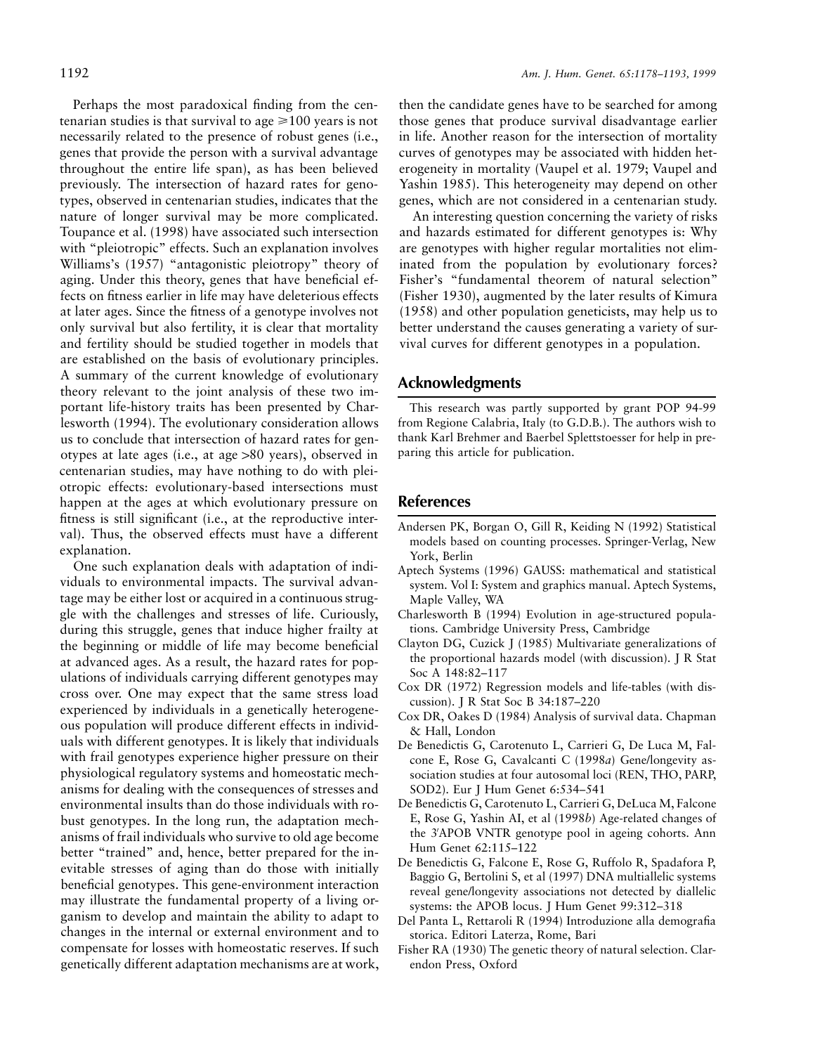Perhaps the most paradoxical finding from the centenarian studies is that survival to age $\geqslant$100 years is not necessarily related to the presence of robust genes (i.e., genes that provide the person with a survival advantage throughout the entire life span), as has been believed previously. The intersection of hazard rates for genotypes, observed in centenarian studies, indicates that the nature of longer survival may be more complicated. Toupance et al. (1998) have associated such intersection with "pleiotropic" effects. Such an explanation involves Williams's (1957) "antagonistic pleiotropy" theory of aging. Under this theory, genes that have beneficial effects on fitness earlier in life may have deleterious effects at later ages. Since the fitness of a genotype involves not only survival but also fertility, it is clear that mortality and fertility should be studied together in models that are established on the basis of evolutionary principles. A summary of the current knowledge of evolutionary theory relevant to the joint analysis of these two important life-history traits has been presented by Charlesworth (1994). The evolutionary consideration allows us to conclude that intersection of hazard rates for genotypes at late ages (i.e., at age >80 years), observed in centenarian studies, may have nothing to do with pleiotropic effects: evolutionary-based intersections must happen at the ages at which evolutionary pressure on fitness is still significant (i.e., at the reproductive interval). Thus, the observed effects must have a different explanation.

One such explanation deals with adaptation of individuals to environmental impacts. The survival advantage may be either lost or acquired in a continuous struggle with the challenges and stresses of life. Curiously, during this struggle, genes that induce higher frailty at the beginning or middle of life may become beneficial at advanced ages. As a result, the hazard rates for populations of individuals carrying different genotypes may cross over. One may expect that the same stress load experienced by individuals in a genetically heterogeneous population will produce different effects in individuals with different genotypes. It is likely that individuals with frail genotypes experience higher pressure on their physiological regulatory systems and homeostatic mechanisms for dealing with the consequences of stresses and environmental insults than do those individuals with robust genotypes. In the long run, the adaptation mechanisms of frail individuals who survive to old age become better "trained" and, hence, better prepared for the inevitable stresses of aging than do those with initially beneficial genotypes. This gene-environment interaction may illustrate the fundamental property of a living organism to develop and maintain the ability to adapt to changes in the internal or external environment and to compensate for losses with homeostatic reserves. If such genetically different adaptation mechanisms are at work, then the candidate genes have to be searched for among those genes that produce survival disadvantage earlier in life. Another reason for the intersection of mortality curves of genotypes may be associated with hidden heterogeneity in mortality (Vaupel et al. 1979; Vaupel and Yashin 1985). This heterogeneity may depend on other genes, which are not considered in a centenarian study.

An interesting question concerning the variety of risks and hazards estimated for different genotypes is: Why are genotypes with higher regular mortalities not eliminated from the population by evolutionary forces? Fisher's "fundamental theorem of natural selection" (Fisher 1930), augmented by the later results of Kimura (1958) and other population geneticists, may help us to better understand the causes generating a variety of survival curves for different genotypes in a population.

## Acknowledgments

This research was partly supported by grant POP 94-99 from Regione Calabria, Italy (to G.D.B.). The authors wish to thank Karl Brehmer and Baerbel Splettstoesser for help in preparing this article for publication.

## References

Andersen PK, Borgan O, Gill R, Keiding N (1992) Statistical models based on counting processes. Springer-Verlag, New York, Berlin

Aptech Systems (1996) GAUSS: mathematical and statistical system. Vol I: System and graphics manual. Aptech Systems, Maple Valley, WA

Charlesworth B (1994) Evolution in age-structured populations. Cambridge University Press, Cambridge

Clayton DG, Cuzick J (1985) Multivariate generalizations of the proportional hazards model (with discussion). J R Stat Soc A 148:82–117

Cox DR (1972) Regression models and life-tables (with discussion). J R Stat Soc B 34:187–220

Cox DR, Oakes D (1984) Analysis of survival data. Chapman & Hall, London

De Benedictis G, Carotenuto L, Carrieri G, De Luca M, Falcone E, Rose G, Cavalcanti C (1998*a*) Gene/longevity association studies at four autosomal loci (REN, THO, PARP, SOD2). Eur J Hum Genet 6:534–541

De Benedictis G, Carotenuto L, Carrieri G, DeLuca M, Falcone E, Rose G, Yashin AI, et al (1998*b*) Age-related changes of the 3′APOB VNTR genotype pool in ageing cohorts. Ann Hum Genet 62:115–122

De Benedictis G, Falcone E, Rose G, Ruffolo R, Spadafora P, Baggio G, Bertolini S, et al (1997) DNA multiallelic systems reveal gene/longevity associations not detected by diallelic systems: the APOB locus. J Hum Genet 99:312–318

Del Panta L, Rettaroli R (1994) Introduzione alla demografia storica. Editori Laterza, Rome, Bari

Fisher RA (1930) The genetic theory of natural selection. Clarendon Press, Oxford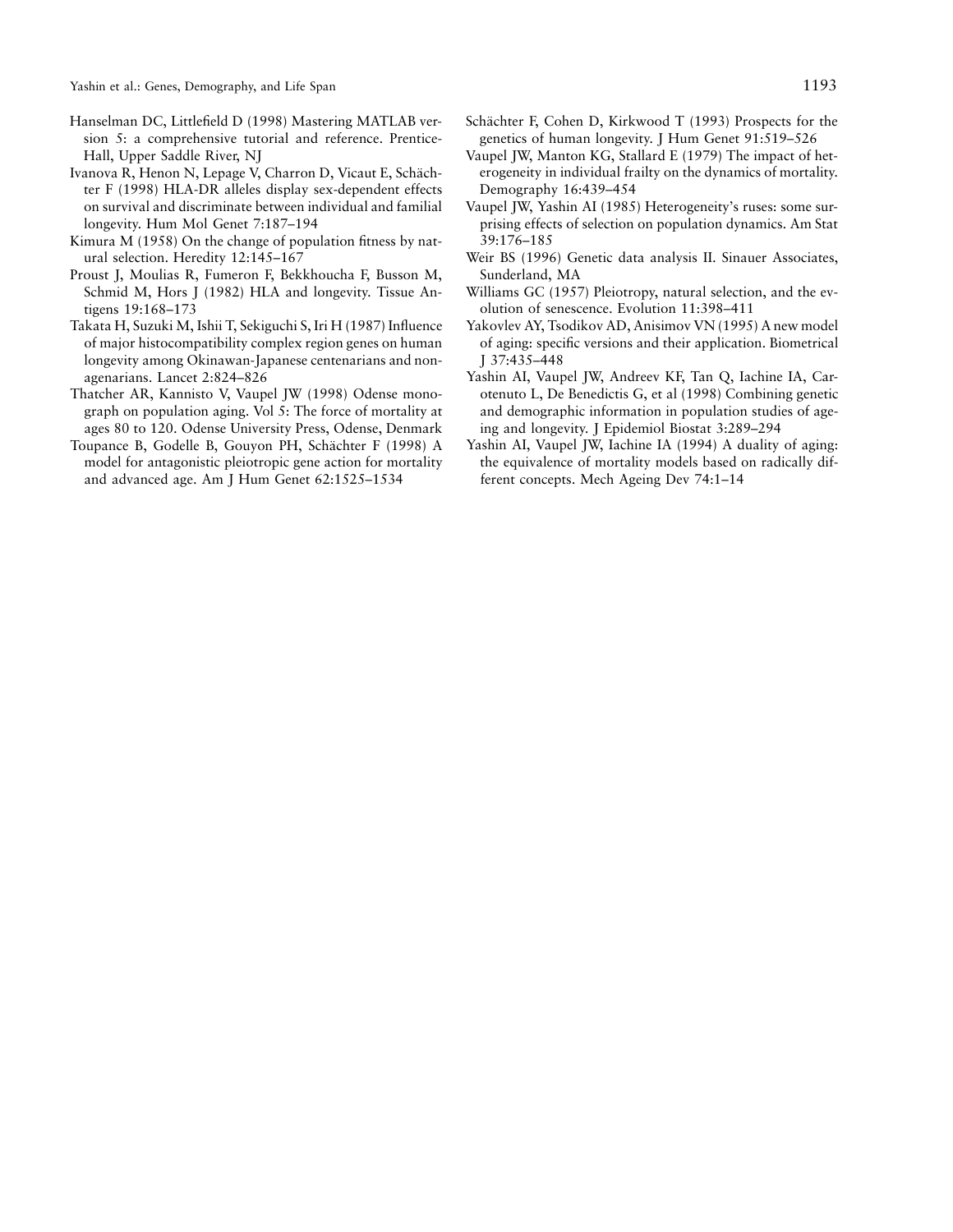Hanselman DC, Littlefield D (1998) Mastering MATLAB version 5: a comprehensive tutorial and reference. Prentice-Hall, Upper Saddle River, NJ

Ivanova R, Henon N, Lepage V, Charron D, Vicaut E, Schächter F (1998) HLA-DR alleles display sex-dependent effects on survival and discriminate between individual and familial longevity. Hum Mol Genet 7:187–194

Kimura M (1958) On the change of population fitness by natural selection. Heredity 12:145–167

Proust J, Moulias R, Fumeron F, Bekkhoucha F, Busson M, Schmid M, Hors J (1982) HLA and longevity. Tissue Antigens 19:168–173

Takata H, Suzuki M, Ishii T, Sekiguchi S, Iri H (1987) Influence of major histocompatibility complex region genes on human longevity among Okinawan-Japanese centenarians and nonagenarians. Lancet 2:824–826

Thatcher AR, Kannisto V, Vaupel JW (1998) Odense monograph on population aging. Vol 5: The force of mortality at ages 80 to 120. Odense University Press, Odense, Denmark

Toupance B, Godelle B, Gouyon PH, Schächter F (1998) A model for antagonistic pleiotropic gene action for mortality and advanced age. Am J Hum Genet 62:1525–1534

Schächter F, Cohen D, Kirkwood T (1993) Prospects for the genetics of human longevity. J Hum Genet 91:519–526

Vaupel JW, Manton KG, Stallard E (1979) The impact of heterogeneity in individual frailty on the dynamics of mortality. Demography 16:439–454

Vaupel JW, Yashin AI (1985) Heterogeneity's ruses: some surprising effects of selection on population dynamics. Am Stat 39:176–185

Weir BS (1996) Genetic data analysis II. Sinauer Associates, Sunderland, MA

Williams GC (1957) Pleiotropy, natural selection, and the evolution of senescence. Evolution 11:398–411

Yakovlev AY, Tsodikov AD, Anisimov VN (1995) A new model of aging: specific versions and their application. Biometrical J 37:435–448

Yashin AI, Vaupel JW, Andreev KF, Tan Q, Iachine IA, Carotenuto L, De Benedictis G, et al (1998) Combining genetic and demographic information in population studies of ageing and longevity. J Epidemiol Biostat 3:289–294

Yashin AI, Vaupel JW, Iachine IA (1994) A duality of aging: the equivalence of mortality models based on radically different concepts. Mech Ageing Dev 74:1–14